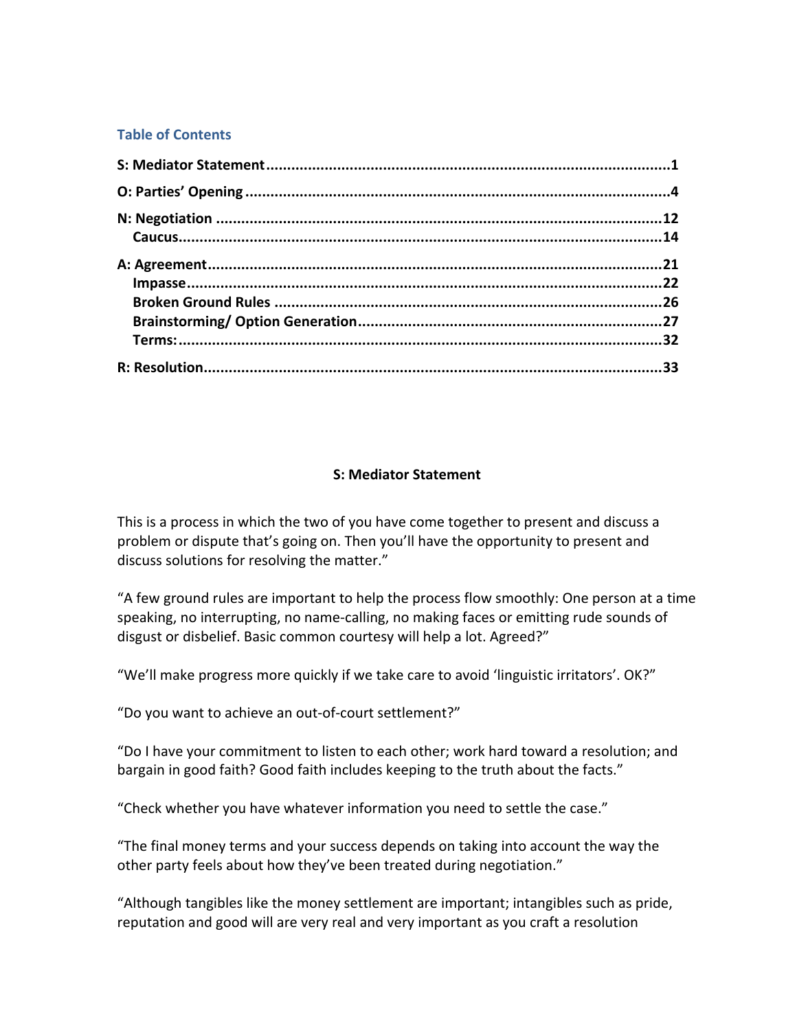## Table of Contents

**S: Mediator Statement** .......... **1**

**O: Parties' Opening** .......... **4**

**N: Negotiation** .......... **12**
- **Caucus** .......... **14**

**A: Agreement** .......... **21**
- **Impasse** .......... **22**
- **Broken Ground Rules** .......... **26**
- **Brainstorming/ Option Generation** .......... **27**
- **Terms:** .......... **32**

**R: Resolution** .......... **33**

## S: Mediator Statement

This is a process in which the two of you have come together to present and discuss a problem or dispute that's going on. Then you'll have the opportunity to present and discuss solutions for resolving the matter."

"A few ground rules are important to help the process flow smoothly: One person at a time speaking, no interrupting, no name-calling, no making faces or emitting rude sounds of disgust or disbelief. Basic common courtesy will help a lot. Agreed?"

"We'll make progress more quickly if we take care to avoid 'linguistic irritators'. OK?"

"Do you want to achieve an out-of-court settlement?"

"Do I have your commitment to listen to each other; work hard toward a resolution; and bargain in good faith? Good faith includes keeping to the truth about the facts."

"Check whether you have whatever information you need to settle the case."

"The final money terms and your success depends on taking into account the way the other party feels about how they've been treated during negotiation."

"Although tangibles like the money settlement are important; intangibles such as pride, reputation and good will are very real and very important as you craft a resolution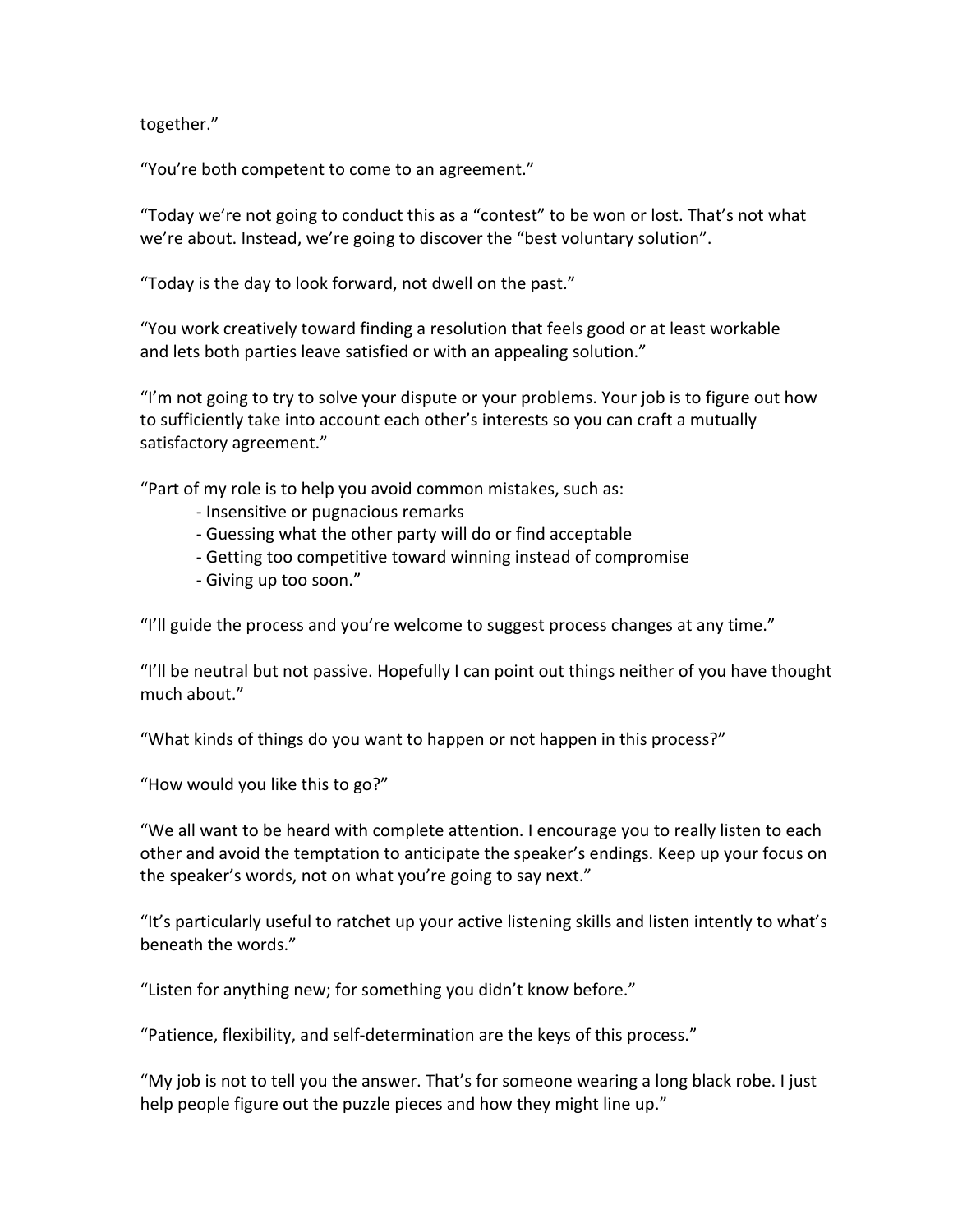together."

"You're both competent to come to an agreement."

"Today we're not going to conduct this as a "contest" to be won or lost. That's not what we're about. Instead, we're going to discover the "best voluntary solution".

"Today is the day to look forward, not dwell on the past."

"You work creatively toward finding a resolution that feels good or at least workable and lets both parties leave satisfied or with an appealing solution."

"I'm not going to try to solve your dispute or your problems. Your job is to figure out how to sufficiently take into account each other's interests so you can craft a mutually satisfactory agreement."

"Part of my role is to help you avoid common mistakes, such as:

- Insensitive or pugnacious remarks
- Guessing what the other party will do or find acceptable
- Getting too competitive toward winning instead of compromise
- Giving up too soon."

"I'll guide the process and you're welcome to suggest process changes at any time."

"I'll be neutral but not passive. Hopefully I can point out things neither of you have thought much about."

"What kinds of things do you want to happen or not happen in this process?"

"How would you like this to go?"

"We all want to be heard with complete attention. I encourage you to really listen to each other and avoid the temptation to anticipate the speaker's endings. Keep up your focus on the speaker's words, not on what you're going to say next."

"It's particularly useful to ratchet up your active listening skills and listen intently to what's beneath the words."

"Listen for anything new; for something you didn't know before."

"Patience, flexibility, and self-determination are the keys of this process."

"My job is not to tell you the answer. That's for someone wearing a long black robe. I just help people figure out the puzzle pieces and how they might line up."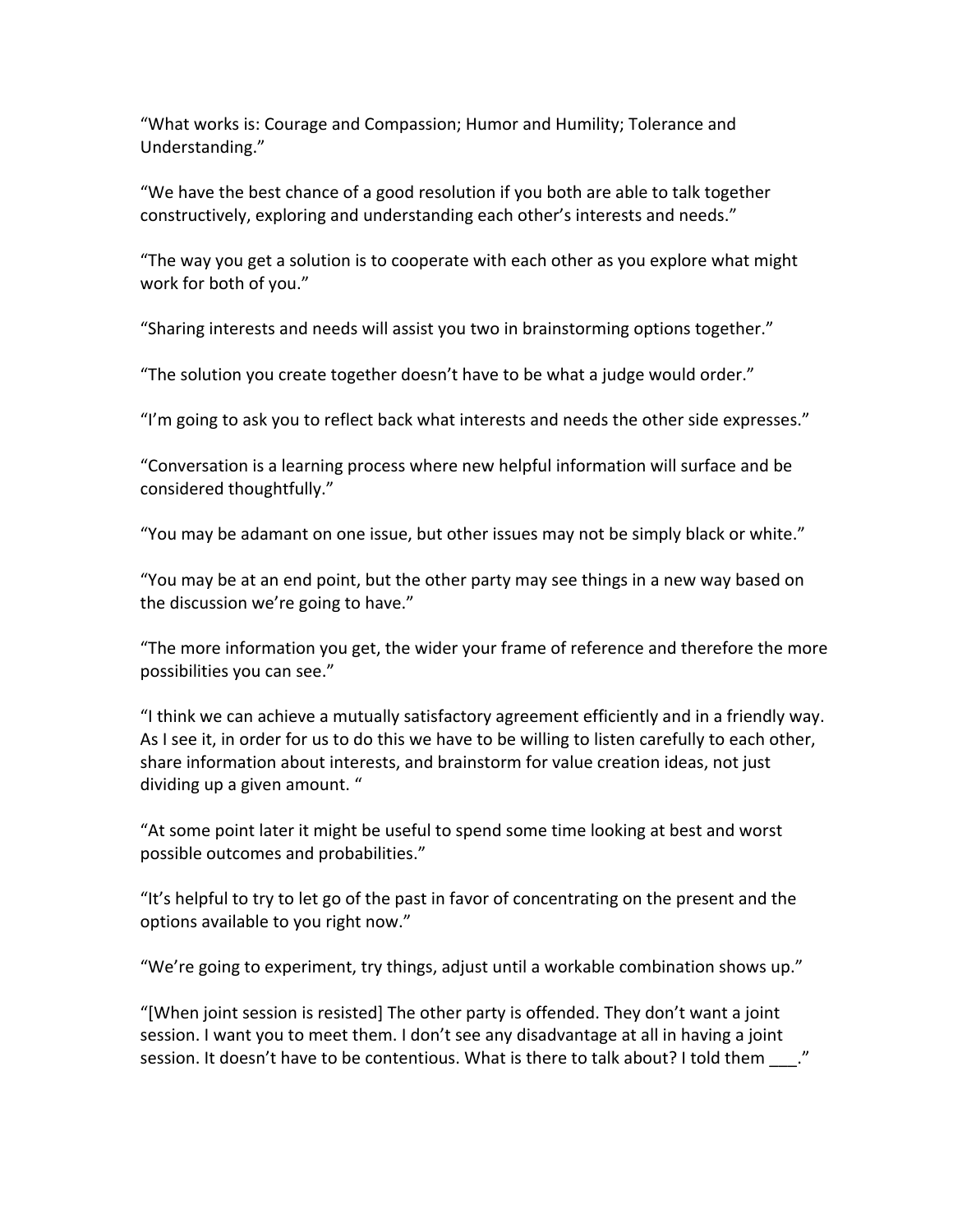"What works is: Courage and Compassion; Humor and Humility; Tolerance and Understanding."

"We have the best chance of a good resolution if you both are able to talk together constructively, exploring and understanding each other's interests and needs."

"The way you get a solution is to cooperate with each other as you explore what might work for both of you."

"Sharing interests and needs will assist you two in brainstorming options together."

"The solution you create together doesn't have to be what a judge would order."

"I'm going to ask you to reflect back what interests and needs the other side expresses."

"Conversation is a learning process where new helpful information will surface and be considered thoughtfully."

"You may be adamant on one issue, but other issues may not be simply black or white."

"You may be at an end point, but the other party may see things in a new way based on the discussion we're going to have."

"The more information you get, the wider your frame of reference and therefore the more possibilities you can see."

"I think we can achieve a mutually satisfactory agreement efficiently and in a friendly way. As I see it, in order for us to do this we have to be willing to listen carefully to each other, share information about interests, and brainstorm for value creation ideas, not just dividing up a given amount. "

"At some point later it might be useful to spend some time looking at best and worst possible outcomes and probabilities."

"It's helpful to try to let go of the past in favor of concentrating on the present and the options available to you right now."

"We're going to experiment, try things, adjust until a workable combination shows up."

"[When joint session is resisted] The other party is offended. They don't want a joint session. I want you to meet them. I don't see any disadvantage at all in having a joint session. It doesn't have to be contentious. What is there to talk about? I told them ___."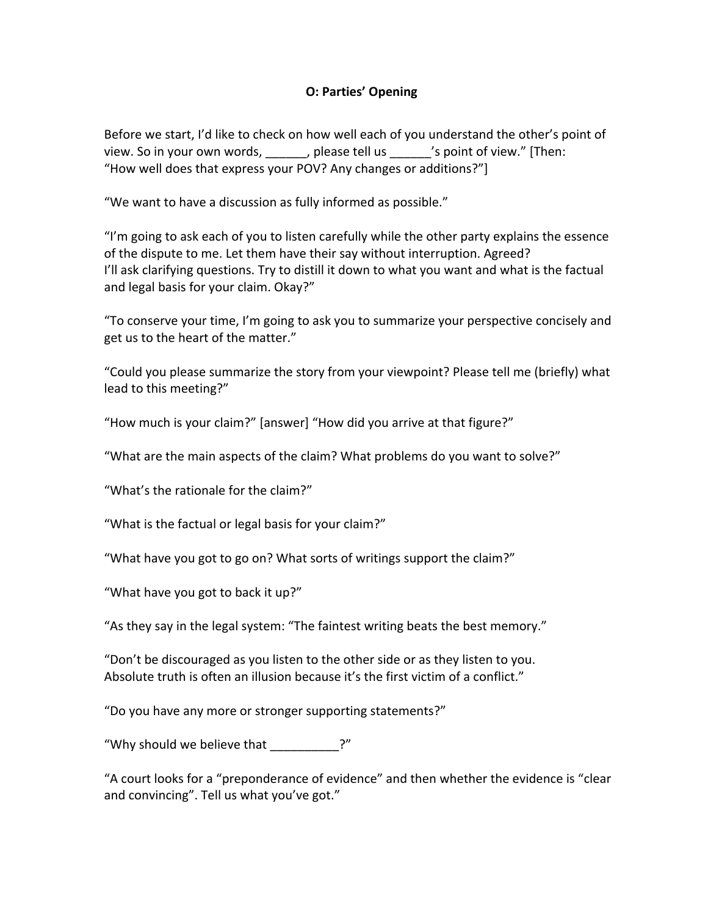# O: Parties' Opening

Before we start, I'd like to check on how well each of you understand the other's point of view. So in your own words, ______, please tell us ______'s point of view." [Then: "How well does that express your POV? Any changes or additions?"]

"We want to have a discussion as fully informed as possible."

"I'm going to ask each of you to listen carefully while the other party explains the essence of the dispute to me. Let them have their say without interruption. Agreed?
I'll ask clarifying questions. Try to distill it down to what you want and what is the factual and legal basis for your claim. Okay?"

"To conserve your time, I'm going to ask you to summarize your perspective concisely and get us to the heart of the matter."

"Could you please summarize the story from your viewpoint? Please tell me (briefly) what lead to this meeting?"

"How much is your claim?" [answer] "How did you arrive at that figure?"

"What are the main aspects of the claim? What problems do you want to solve?"

"What's the rationale for the claim?"

"What is the factual or legal basis for your claim?"

"What have you got to go on? What sorts of writings support the claim?"

"What have you got to back it up?"

"As they say in the legal system: "The faintest writing beats the best memory."

"Don't be discouraged as you listen to the other side or as they listen to you.
Absolute truth is often an illusion because it's the first victim of a conflict."

"Do you have any more or stronger supporting statements?"

"Why should we believe that __________?"

"A court looks for a "preponderance of evidence" and then whether the evidence is "clear and convincing". Tell us what you've got."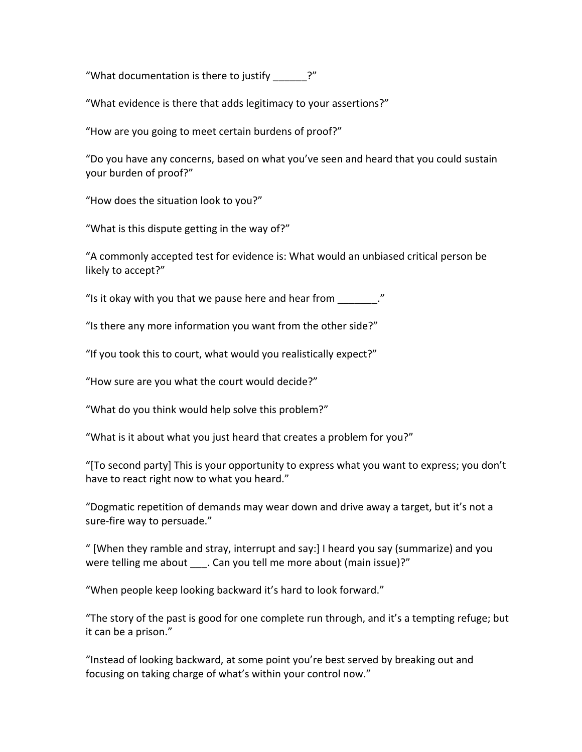"What documentation is there to justify ______?"

"What evidence is there that adds legitimacy to your assertions?"

"How are you going to meet certain burdens of proof?"

"Do you have any concerns, based on what you've seen and heard that you could sustain your burden of proof?"

"How does the situation look to you?"

"What is this dispute getting in the way of?"

"A commonly accepted test for evidence is: What would an unbiased critical person be likely to accept?"

"Is it okay with you that we pause here and hear from _______."

"Is there any more information you want from the other side?"

"If you took this to court, what would you realistically expect?"

"How sure are you what the court would decide?"

"What do you think would help solve this problem?"

"What is it about what you just heard that creates a problem for you?"

"[To second party] This is your opportunity to express what you want to express; you don't have to react right now to what you heard."

"Dogmatic repetition of demands may wear down and drive away a target, but it's not a sure-fire way to persuade."

" [When they ramble and stray, interrupt and say:] I heard you say (summarize) and you were telling me about ___. Can you tell me more about (main issue)?"

"When people keep looking backward it's hard to look forward."

"The story of the past is good for one complete run through, and it's a tempting refuge; but it can be a prison."

"Instead of looking backward, at some point you're best served by breaking out and focusing on taking charge of what's within your control now."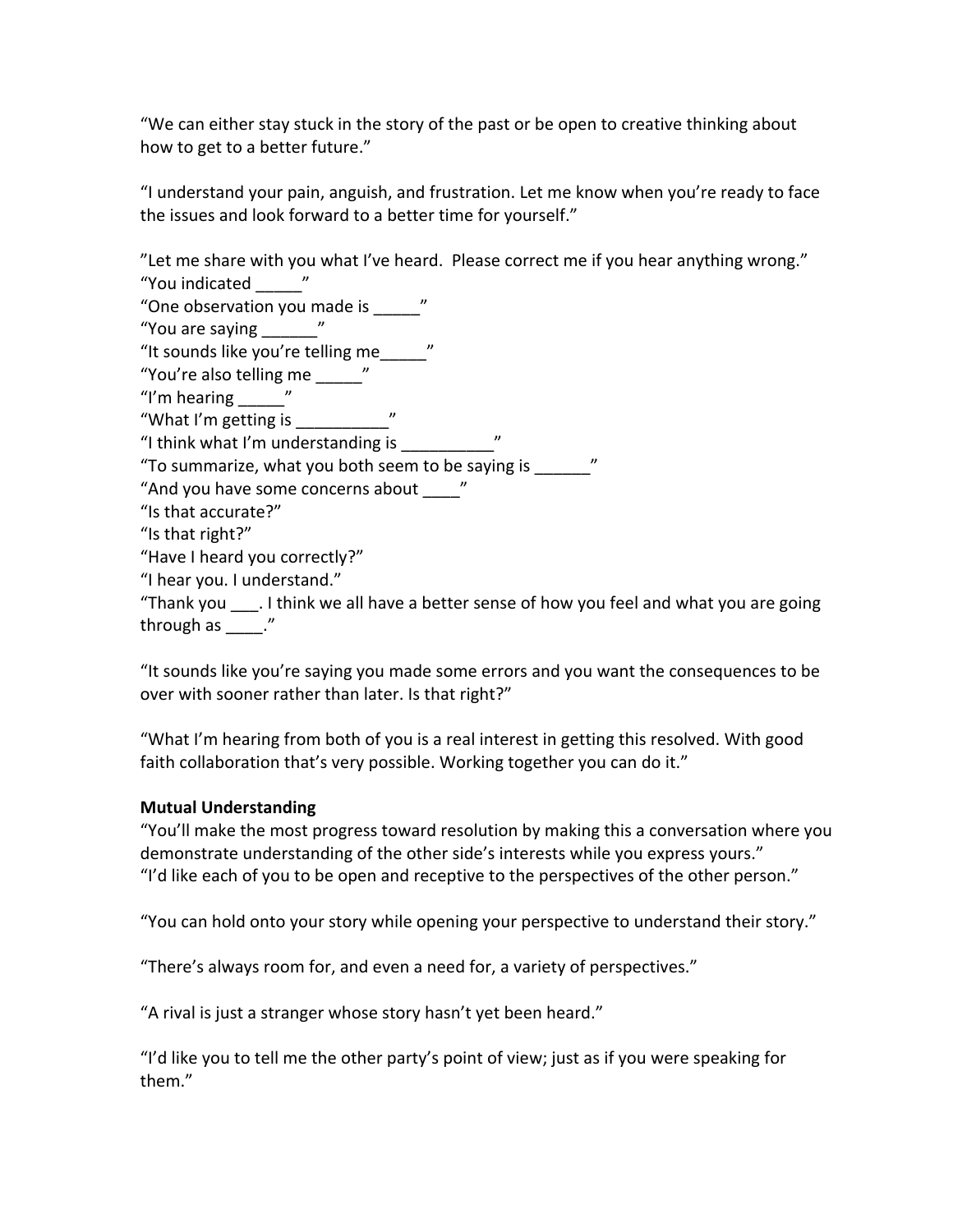"We can either stay stuck in the story of the past or be open to creative thinking about how to get to a better future."

"I understand your pain, anguish, and frustration. Let me know when you're ready to face the issues and look forward to a better time for yourself."

"Let me share with you what I've heard.  Please correct me if you hear anything wrong."
"You indicated _____"
"One observation you made is _____"
"You are saying ______"
"It sounds like you're telling me_____"
"You're also telling me _____"
"I'm hearing _____"
"What I'm getting is __________"
"I think what I'm understanding is __________"
"To summarize, what you both seem to be saying is ______"
"And you have some concerns about ____"
"Is that accurate?"
"Is that right?"
"Have I heard you correctly?"
"I hear you. I understand."
"Thank you ___. I think we all have a better sense of how you feel and what you are going through as ____."

"It sounds like you're saying you made some errors and you want the consequences to be over with sooner rather than later. Is that right?"

"What I'm hearing from both of you is a real interest in getting this resolved. With good faith collaboration that's very possible. Working together you can do it."

**Mutual Understanding**

"You'll make the most progress toward resolution by making this a conversation where you demonstrate understanding of the other side's interests while you express yours."
"I'd like each of you to be open and receptive to the perspectives of the other person."

"You can hold onto your story while opening your perspective to understand their story."

"There's always room for, and even a need for, a variety of perspectives."

"A rival is just a stranger whose story hasn't yet been heard."

"I'd like you to tell me the other party's point of view; just as if you were speaking for them."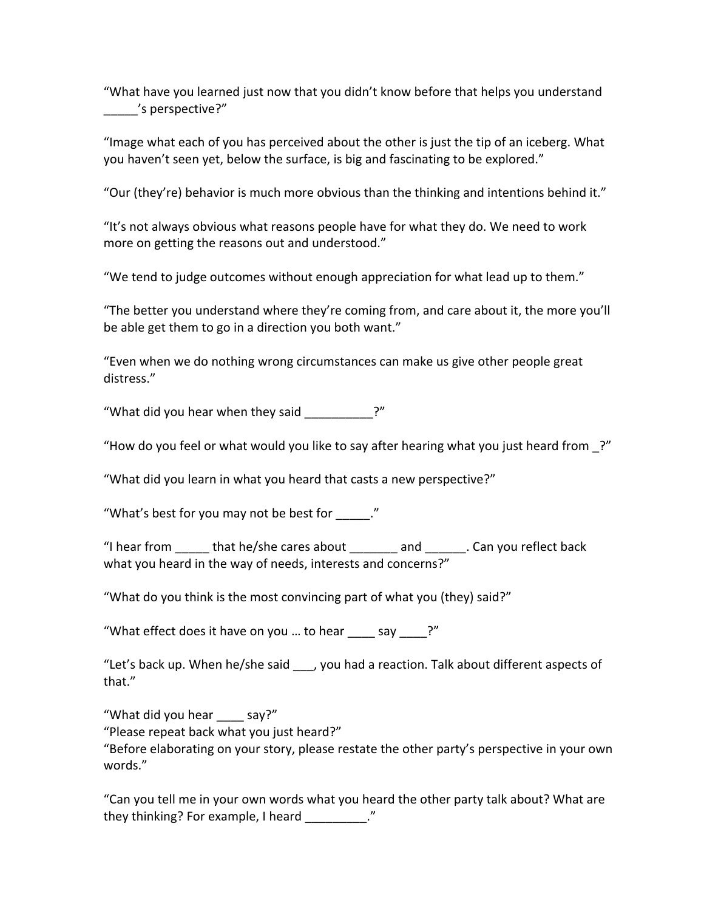"What have you learned just now that you didn't know before that helps you understand _____'s perspective?"

"Image what each of you has perceived about the other is just the tip of an iceberg. What you haven't seen yet, below the surface, is big and fascinating to be explored."

"Our (they're) behavior is much more obvious than the thinking and intentions behind it."

"It's not always obvious what reasons people have for what they do. We need to work more on getting the reasons out and understood."

"We tend to judge outcomes without enough appreciation for what lead up to them."

"The better you understand where they're coming from, and care about it, the more you'll be able get them to go in a direction you both want."

"Even when we do nothing wrong circumstances can make us give other people great distress."

"What did you hear when they said __________?"

"How do you feel or what would you like to say after hearing what you just heard from _?"

"What did you learn in what you heard that casts a new perspective?"

"What's best for you may not be best for _____."

"I hear from _____ that he/she cares about _______ and ______. Can you reflect back what you heard in the way of needs, interests and concerns?"

"What do you think is the most convincing part of what you (they) said?"

"What effect does it have on you … to hear ____ say ____?"

"Let's back up. When he/she said ___, you had a reaction. Talk about different aspects of that."

"What did you hear ____ say?"
"Please repeat back what you just heard?"
"Before elaborating on your story, please restate the other party's perspective in your own words."

"Can you tell me in your own words what you heard the other party talk about? What are they thinking? For example, I heard _________."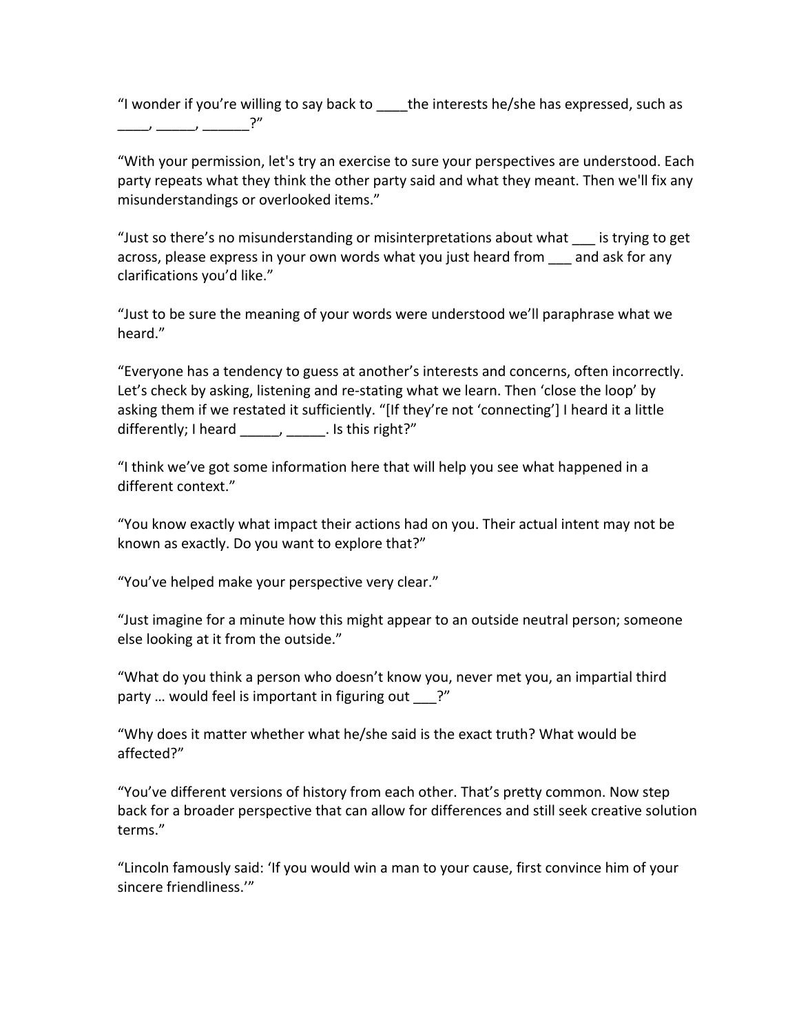"I wonder if you're willing to say back to ____the interests he/she has expressed, such as ____, _____, ______?"

"With your permission, let's try an exercise to sure your perspectives are understood. Each party repeats what they think the other party said and what they meant. Then we'll fix any misunderstandings or overlooked items."

"Just so there's no misunderstanding or misinterpretations about what ___ is trying to get across, please express in your own words what you just heard from ___ and ask for any clarifications you'd like."

"Just to be sure the meaning of your words were understood we'll paraphrase what we heard."

"Everyone has a tendency to guess at another's interests and concerns, often incorrectly. Let's check by asking, listening and re-stating what we learn. Then 'close the loop' by asking them if we restated it sufficiently. "[If they're not 'connecting'] I heard it a little differently; I heard _____, _____. Is this right?"

"I think we've got some information here that will help you see what happened in a different context."

"You know exactly what impact their actions had on you. Their actual intent may not be known as exactly. Do you want to explore that?"

"You've helped make your perspective very clear."

"Just imagine for a minute how this might appear to an outside neutral person; someone else looking at it from the outside."

"What do you think a person who doesn't know you, never met you, an impartial third party … would feel is important in figuring out ___?"

"Why does it matter whether what he/she said is the exact truth? What would be affected?"

"You've different versions of history from each other. That's pretty common. Now step back for a broader perspective that can allow for differences and still seek creative solution terms."

"Lincoln famously said: 'If you would win a man to your cause, first convince him of your sincere friendliness.'"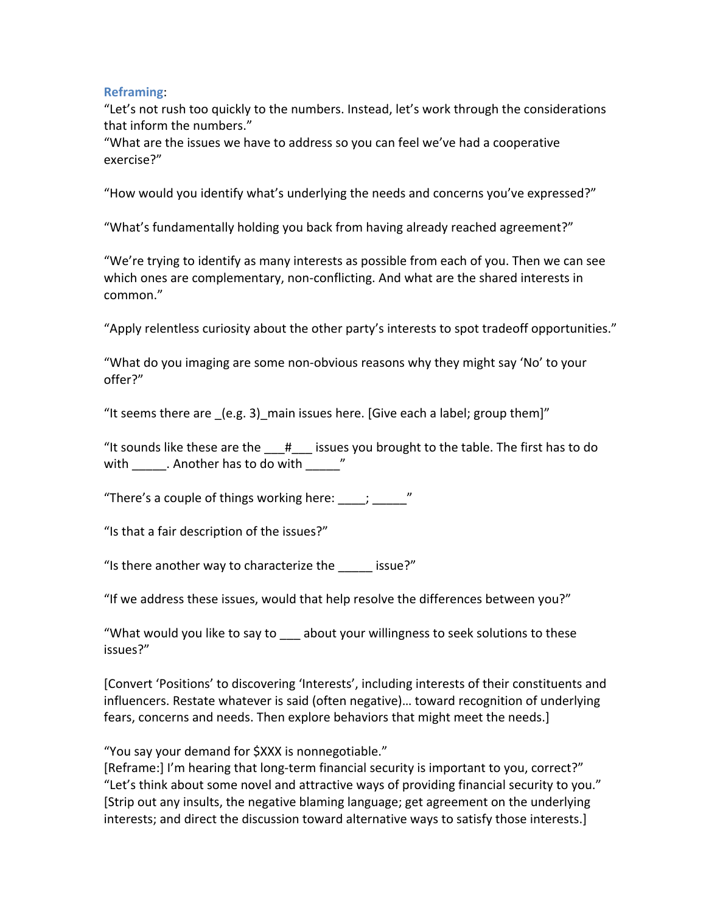**Reframing**:

"Let's not rush too quickly to the numbers. Instead, let's work through the considerations that inform the numbers."

"What are the issues we have to address so you can feel we've had a cooperative exercise?"

"How would you identify what's underlying the needs and concerns you've expressed?"

"What's fundamentally holding you back from having already reached agreement?"

"We're trying to identify as many interests as possible from each of you. Then we can see which ones are complementary, non-conflicting. And what are the shared interests in common."

"Apply relentless curiosity about the other party's interests to spot tradeoff opportunities."

"What do you imaging are some non-obvious reasons why they might say 'No' to your offer?"

"It seems there are _(e.g. 3)_main issues here. [Give each a label; group them]"

"It sounds like these are the ___#___ issues you brought to the table. The first has to do with _____. Another has to do with _____"

"There's a couple of things working here: ____; _____"

"Is that a fair description of the issues?"

"Is there another way to characterize the _____ issue?"

"If we address these issues, would that help resolve the differences between you?"

"What would you like to say to ___ about your willingness to seek solutions to these issues?"

[Convert 'Positions' to discovering 'Interests', including interests of their constituents and influencers. Restate whatever is said (often negative)… toward recognition of underlying fears, concerns and needs. Then explore behaviors that might meet the needs.]

"You say your demand for $XXX is nonnegotiable."
[Reframe:] I'm hearing that long-term financial security is important to you, correct?"
"Let's think about some novel and attractive ways of providing financial security to you."
[Strip out any insults, the negative blaming language; get agreement on the underlying interests; and direct the discussion toward alternative ways to satisfy those interests.]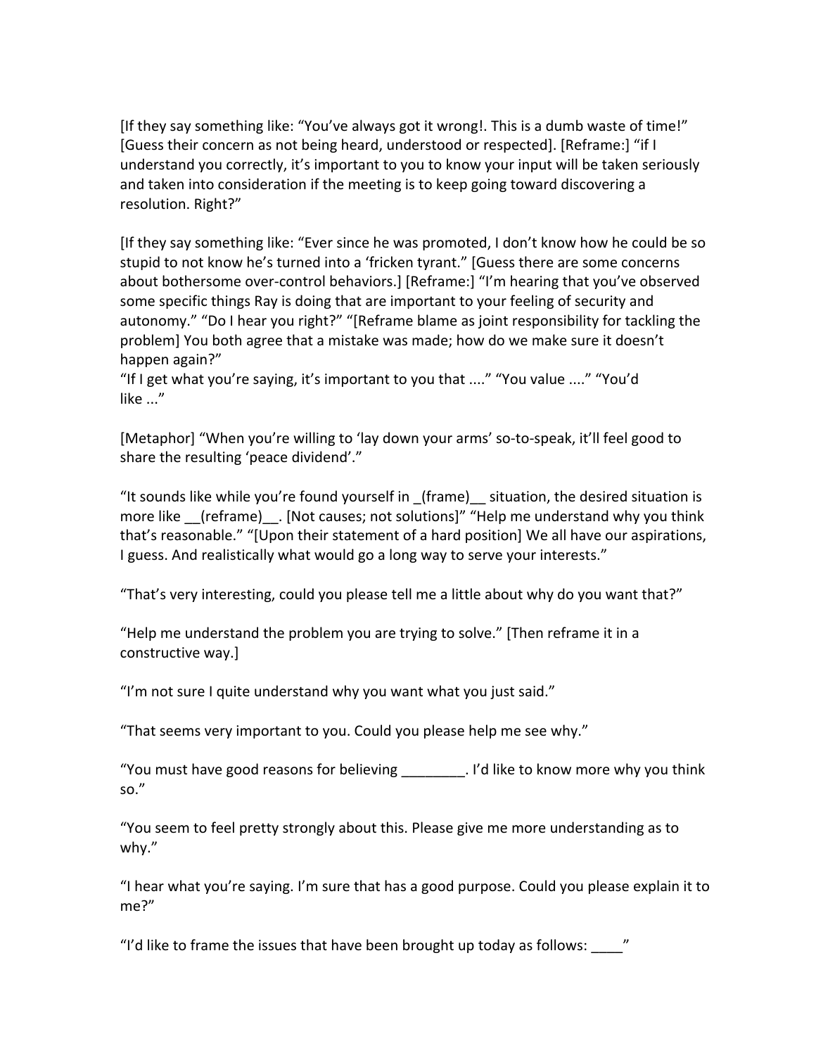[If they say something like: "You've always got it wrong!. This is a dumb waste of time!" [Guess their concern as not being heard, understood or respected]. [Reframe:] "if I understand you correctly, it's important to you to know your input will be taken seriously and taken into consideration if the meeting is to keep going toward discovering a resolution. Right?"

[If they say something like: "Ever since he was promoted, I don't know how he could be so stupid to not know he's turned into a 'fricken tyrant." [Guess there are some concerns about bothersome over-control behaviors.] [Reframe:] "I'm hearing that you've observed some specific things Ray is doing that are important to your feeling of security and autonomy." "Do I hear you right?" "[Reframe blame as joint responsibility for tackling the problem] You both agree that a mistake was made; how do we make sure it doesn't happen again?"
"If I get what you're saying, it's important to you that ...." "You value ...." "You'd like ..."

[Metaphor] "When you're willing to 'lay down your arms' so-to-speak, it'll feel good to share the resulting 'peace dividend'."

"It sounds like while you're found yourself in _(frame)__ situation, the desired situation is more like __(reframe)__. [Not causes; not solutions]" "Help me understand why you think that's reasonable." "[Upon their statement of a hard position] We all have our aspirations, I guess. And realistically what would go a long way to serve your interests."

"That's very interesting, could you please tell me a little about why do you want that?"

"Help me understand the problem you are trying to solve." [Then reframe it in a constructive way.]

"I'm not sure I quite understand why you want what you just said."

"That seems very important to you. Could you please help me see why."

"You must have good reasons for believing ________. I'd like to know more why you think so."

"You seem to feel pretty strongly about this. Please give me more understanding as to why."

"I hear what you're saying. I'm sure that has a good purpose. Could you please explain it to me?"

"I'd like to frame the issues that have been brought up today as follows: ____"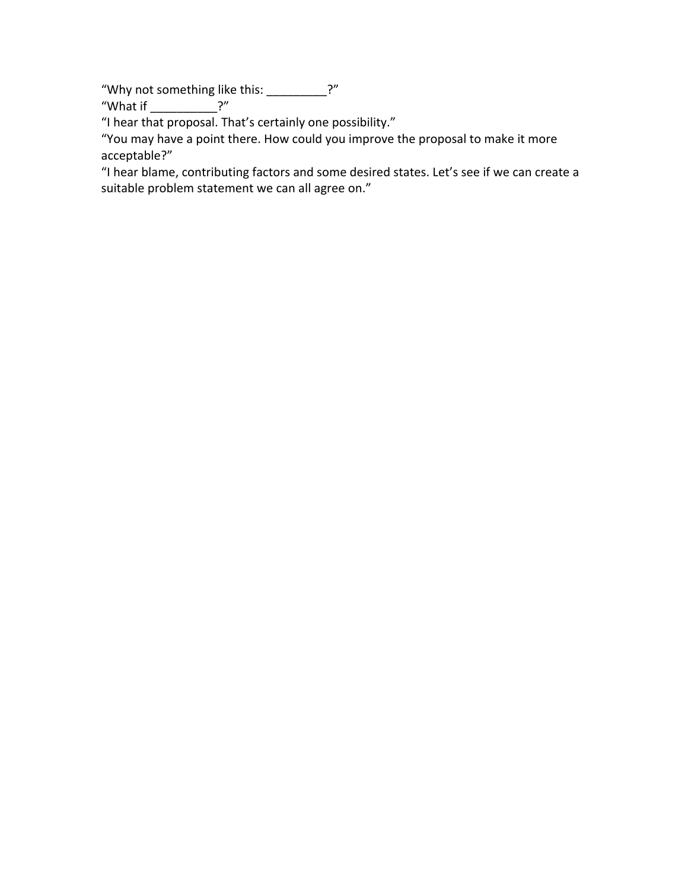“Why not something like this: _________?”

“What if __________?”

“I hear that proposal. That’s certainly one possibility.”

“You may have a point there. How could you improve the proposal to make it more acceptable?”

“I hear blame, contributing factors and some desired states. Let’s see if we can create a suitable problem statement we can all agree on.”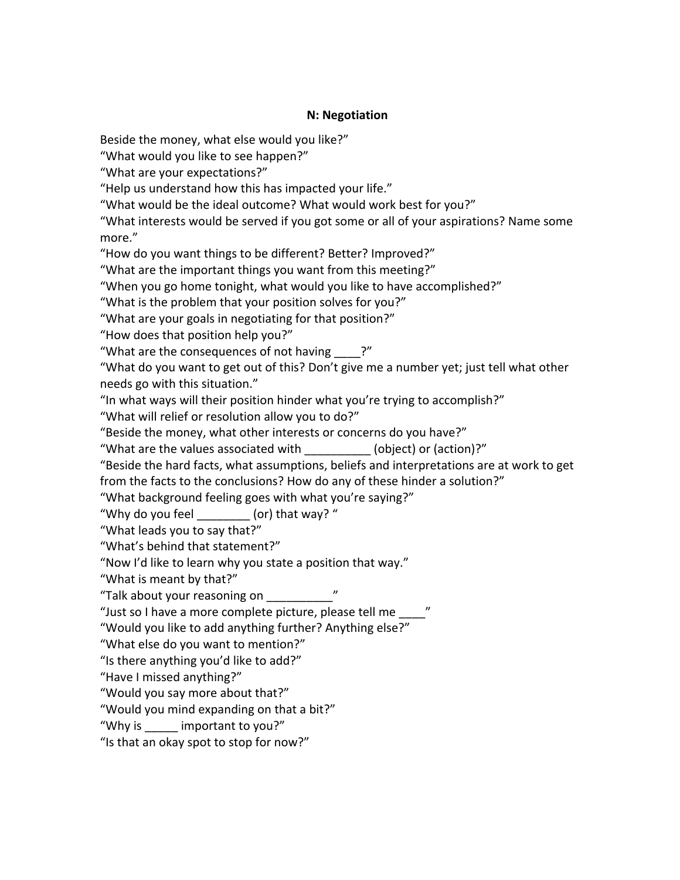**N: Negotiation**

Beside the money, what else would you like?"
"What would you like to see happen?"
"What are your expectations?"
"Help us understand how this has impacted your life."
"What would be the ideal outcome? What would work best for you?"
"What interests would be served if you got some or all of your aspirations? Name some more."
"How do you want things to be different? Better? Improved?"
"What are the important things you want from this meeting?"
"When you go home tonight, what would you like to have accomplished?"
"What is the problem that your position solves for you?"
"What are your goals in negotiating for that position?"
"How does that position help you?"
"What are the consequences of not having ____?"
"What do you want to get out of this? Don't give me a number yet; just tell what other needs go with this situation."
"In what ways will their position hinder what you're trying to accomplish?"
"What will relief or resolution allow you to do?"
"Beside the money, what other interests or concerns do you have?"
"What are the values associated with __________ (object) or (action)?"
"Beside the hard facts, what assumptions, beliefs and interpretations are at work to get from the facts to the conclusions? How do any of these hinder a solution?"
"What background feeling goes with what you're saying?"
"Why do you feel ________ (or) that way? "
"What leads you to say that?"
"What's behind that statement?"
"Now I'd like to learn why you state a position that way."
"What is meant by that?"
"Talk about your reasoning on __________"
"Just so I have a more complete picture, please tell me ____"
"Would you like to add anything further? Anything else?"
"What else do you want to mention?"
"Is there anything you'd like to add?"
"Have I missed anything?"
"Would you say more about that?"
"Would you mind expanding on that a bit?"
"Why is _____ important to you?"
"Is that an okay spot to stop for now?"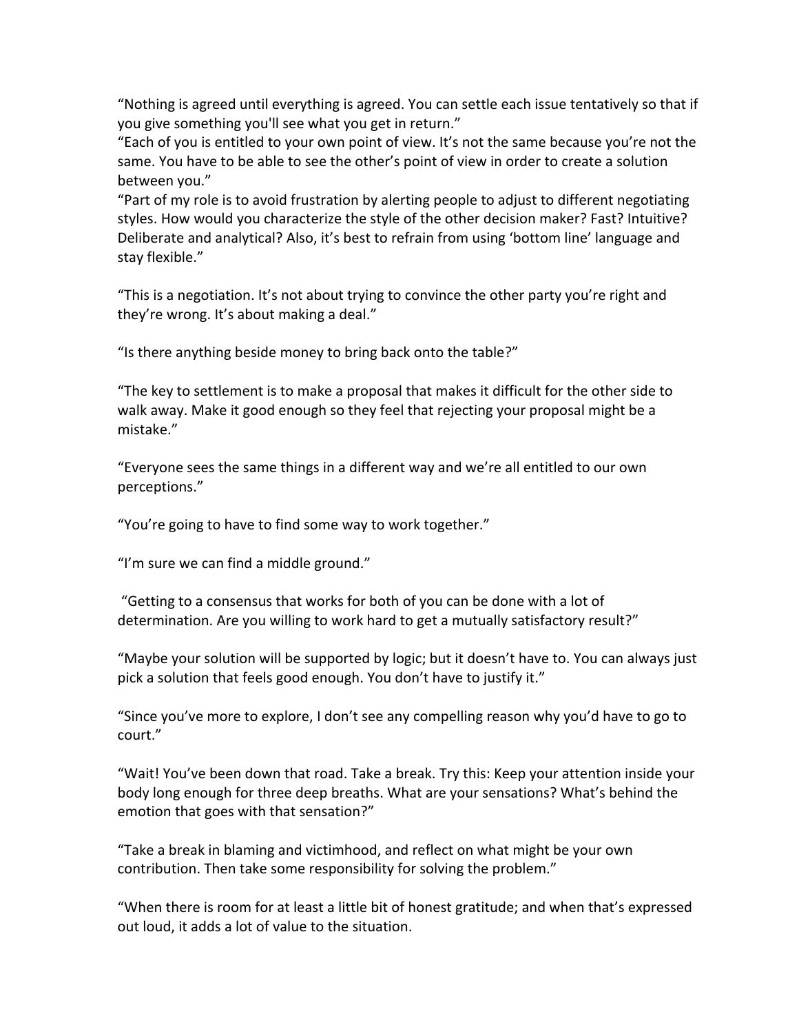"Nothing is agreed until everything is agreed. You can settle each issue tentatively so that if you give something you'll see what you get in return."
"Each of you is entitled to your own point of view. It's not the same because you're not the same. You have to be able to see the other's point of view in order to create a solution between you."
"Part of my role is to avoid frustration by alerting people to adjust to different negotiating styles. How would you characterize the style of the other decision maker? Fast? Intuitive? Deliberate and analytical? Also, it's best to refrain from using 'bottom line' language and stay flexible."

"This is a negotiation. It's not about trying to convince the other party you're right and they're wrong. It's about making a deal."

"Is there anything beside money to bring back onto the table?"

"The key to settlement is to make a proposal that makes it difficult for the other side to walk away. Make it good enough so they feel that rejecting your proposal might be a mistake."

"Everyone sees the same things in a different way and we're all entitled to our own perceptions."

"You're going to have to find some way to work together."

"I'm sure we can find a middle ground."

"Getting to a consensus that works for both of you can be done with a lot of determination. Are you willing to work hard to get a mutually satisfactory result?"

"Maybe your solution will be supported by logic; but it doesn't have to. You can always just pick a solution that feels good enough. You don't have to justify it."

"Since you've more to explore, I don't see any compelling reason why you'd have to go to court."

"Wait! You've been down that road. Take a break. Try this: Keep your attention inside your body long enough for three deep breaths. What are your sensations? What's behind the emotion that goes with that sensation?"

"Take a break in blaming and victimhood, and reflect on what might be your own contribution. Then take some responsibility for solving the problem."

"When there is room for at least a little bit of honest gratitude; and when that's expressed out loud, it adds a lot of value to the situation.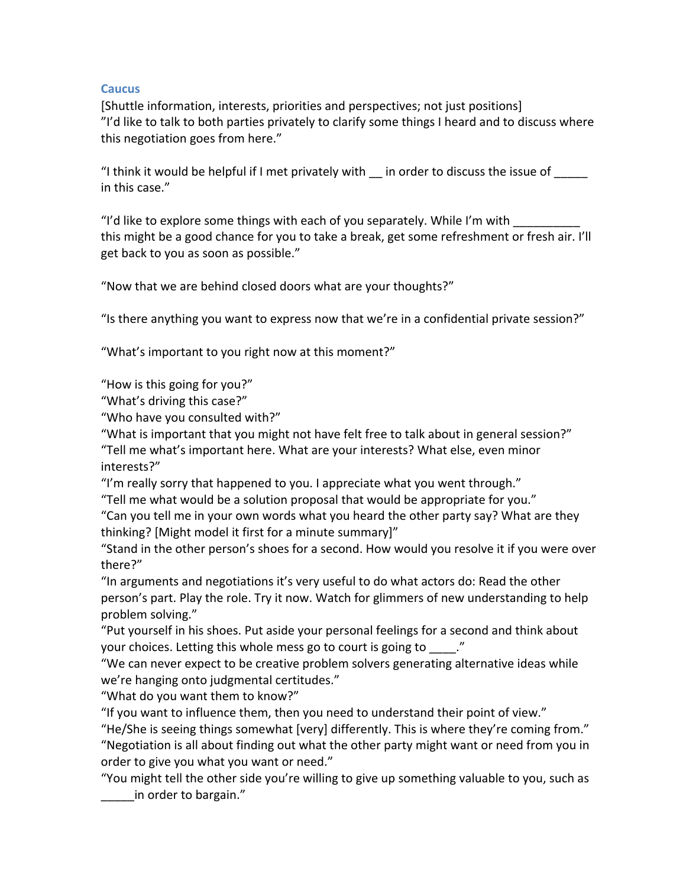## Caucus

[Shuttle information, interests, priorities and perspectives; not just positions]
"I'd like to talk to both parties privately to clarify some things I heard and to discuss where this negotiation goes from here."

"I think it would be helpful if I met privately with __ in order to discuss the issue of _____ in this case."

"I'd like to explore some things with each of you separately. While I'm with __________ this might be a good chance for you to take a break, get some refreshment or fresh air. I'll get back to you as soon as possible."

"Now that we are behind closed doors what are your thoughts?"

"Is there anything you want to express now that we're in a confidential private session?"

"What's important to you right now at this moment?"

"How is this going for you?"
"What's driving this case?"
"Who have you consulted with?"
"What is important that you might not have felt free to talk about in general session?"
"Tell me what's important here. What are your interests? What else, even minor interests?"
"I'm really sorry that happened to you. I appreciate what you went through."
"Tell me what would be a solution proposal that would be appropriate for you."
"Can you tell me in your own words what you heard the other party say? What are they thinking? [Might model it first for a minute summary]"
"Stand in the other person's shoes for a second. How would you resolve it if you were over there?"
"In arguments and negotiations it's very useful to do what actors do: Read the other person's part. Play the role. Try it now. Watch for glimmers of new understanding to help problem solving."
"Put yourself in his shoes. Put aside your personal feelings for a second and think about your choices. Letting this whole mess go to court is going to ____."
"We can never expect to be creative problem solvers generating alternative ideas while we're hanging onto judgmental certitudes."
"What do you want them to know?"
"If you want to influence them, then you need to understand their point of view."
"He/She is seeing things somewhat [very] differently. This is where they're coming from."
"Negotiation is all about finding out what the other party might want or need from you in order to give you what you want or need."
"You might tell the other side you're willing to give up something valuable to you, such as _____in order to bargain."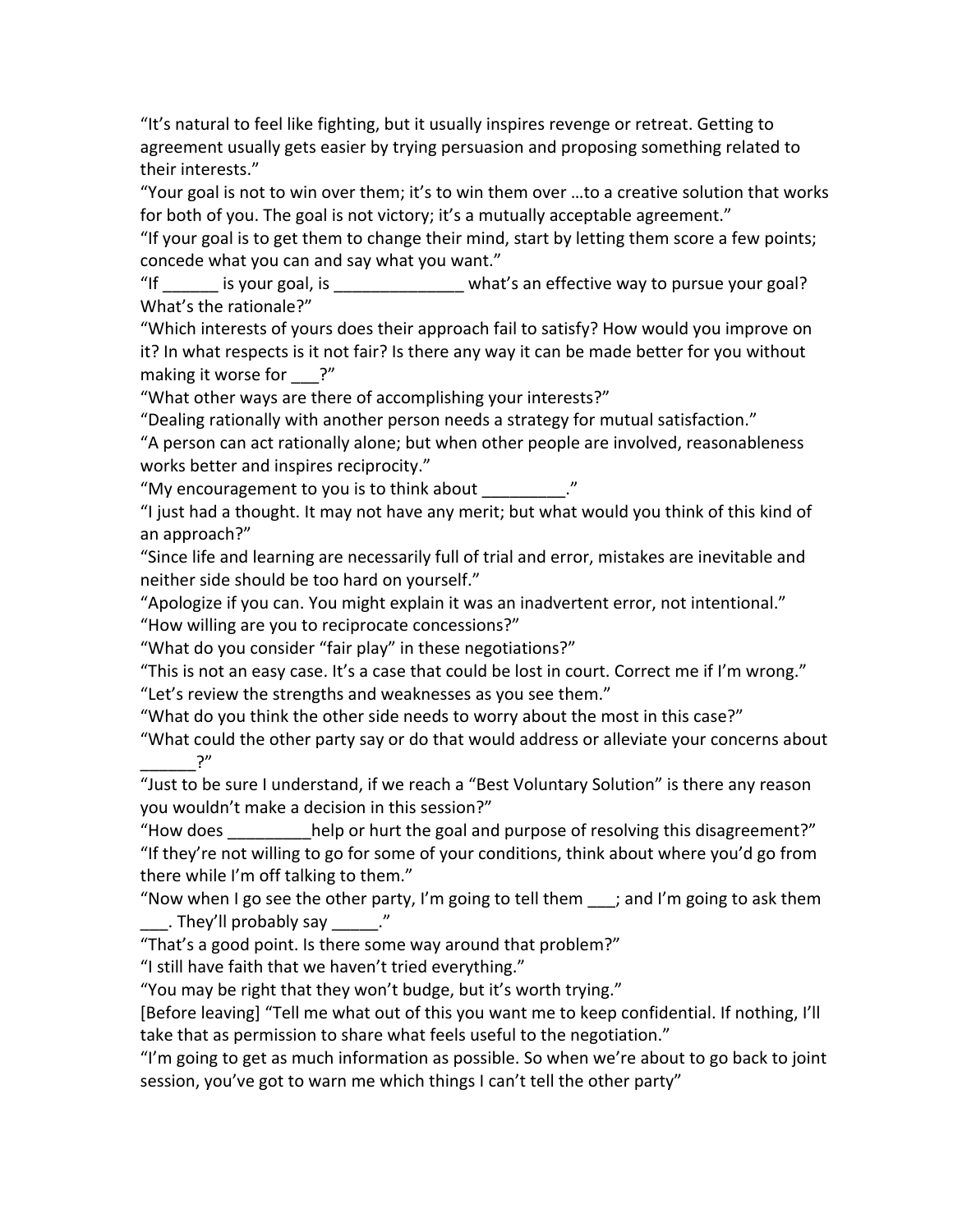"It's natural to feel like fighting, but it usually inspires revenge or retreat. Getting to agreement usually gets easier by trying persuasion and proposing something related to their interests."

"Your goal is not to win over them; it's to win them over …to a creative solution that works for both of you. The goal is not victory; it's a mutually acceptable agreement."

"If your goal is to get them to change their mind, start by letting them score a few points; concede what you can and say what you want."

"If ______ is your goal, is ______________ what's an effective way to pursue your goal? What's the rationale?"

"Which interests of yours does their approach fail to satisfy? How would you improve on it? In what respects is it not fair? Is there any way it can be made better for you without making it worse for ___?"

"What other ways are there of accomplishing your interests?"

"Dealing rationally with another person needs a strategy for mutual satisfaction."

"A person can act rationally alone; but when other people are involved, reasonableness works better and inspires reciprocity."

"My encouragement to you is to think about _________."

"I just had a thought. It may not have any merit; but what would you think of this kind of an approach?"

"Since life and learning are necessarily full of trial and error, mistakes are inevitable and neither side should be too hard on yourself."

"Apologize if you can. You might explain it was an inadvertent error, not intentional."

"How willing are you to reciprocate concessions?"

"What do you consider "fair play" in these negotiations?"

"This is not an easy case. It's a case that could be lost in court. Correct me if I'm wrong."

"Let's review the strengths and weaknesses as you see them."

"What do you think the other side needs to worry about the most in this case?"

"What could the other party say or do that would address or alleviate your concerns about ______?"

"Just to be sure I understand, if we reach a "Best Voluntary Solution" is there any reason you wouldn't make a decision in this session?"

"How does _________help or hurt the goal and purpose of resolving this disagreement?"

"If they're not willing to go for some of your conditions, think about where you'd go from there while I'm off talking to them."

"Now when I go see the other party, I'm going to tell them ___; and I'm going to ask them ___. They'll probably say _____."

"That's a good point. Is there some way around that problem?"

"I still have faith that we haven't tried everything."

"You may be right that they won't budge, but it's worth trying."

[Before leaving] "Tell me what out of this you want me to keep confidential. If nothing, I'll take that as permission to share what feels useful to the negotiation."

"I'm going to get as much information as possible. So when we're about to go back to joint session, you've got to warn me which things I can't tell the other party"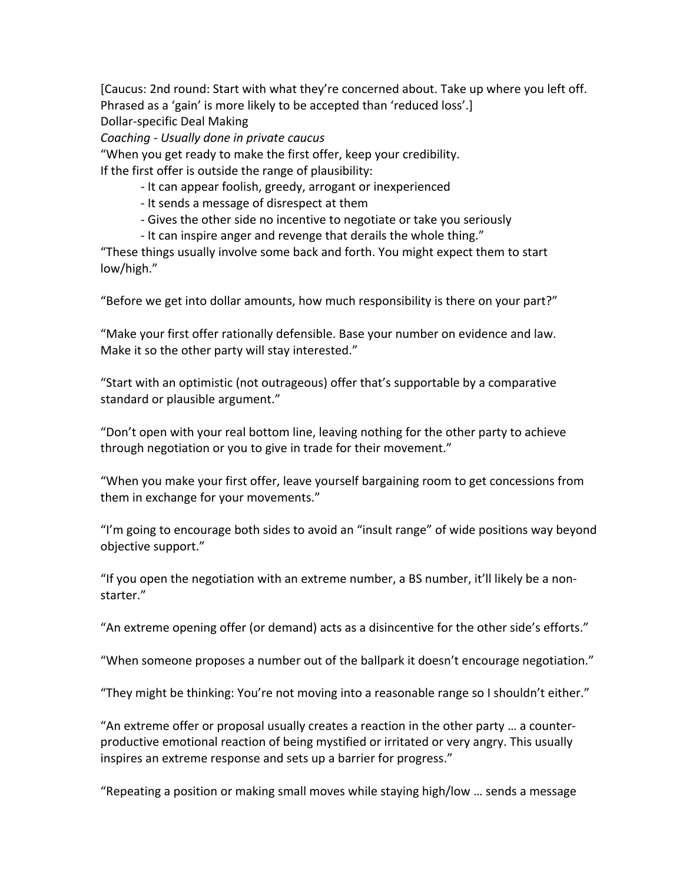[Caucus: 2nd round: Start with what they're concerned about. Take up where you left off. Phrased as a 'gain' is more likely to be accepted than 'reduced loss'.]

Dollar-specific Deal Making

*Coaching - Usually done in private caucus*

"When you get ready to make the first offer, keep your credibility.
If the first offer is outside the range of plausibility:

- It can appear foolish, greedy, arrogant or inexperienced
- It sends a message of disrespect at them
- Gives the other side no incentive to negotiate or take you seriously
- It can inspire anger and revenge that derails the whole thing."

"These things usually involve some back and forth. You might expect them to start low/high."

"Before we get into dollar amounts, how much responsibility is there on your part?"

"Make your first offer rationally defensible. Base your number on evidence and law. Make it so the other party will stay interested."

"Start with an optimistic (not outrageous) offer that's supportable by a comparative standard or plausible argument."

"Don't open with your real bottom line, leaving nothing for the other party to achieve through negotiation or you to give in trade for their movement."

"When you make your first offer, leave yourself bargaining room to get concessions from them in exchange for your movements."

"I'm going to encourage both sides to avoid an "insult range" of wide positions way beyond objective support."

"If you open the negotiation with an extreme number, a BS number, it'll likely be a non-starter."

"An extreme opening offer (or demand) acts as a disincentive for the other side's efforts."

"When someone proposes a number out of the ballpark it doesn't encourage negotiation."

"They might be thinking: You're not moving into a reasonable range so I shouldn't either."

"An extreme offer or proposal usually creates a reaction in the other party … a counter-productive emotional reaction of being mystified or irritated or very angry. This usually inspires an extreme response and sets up a barrier for progress."

"Repeating a position or making small moves while staying high/low … sends a message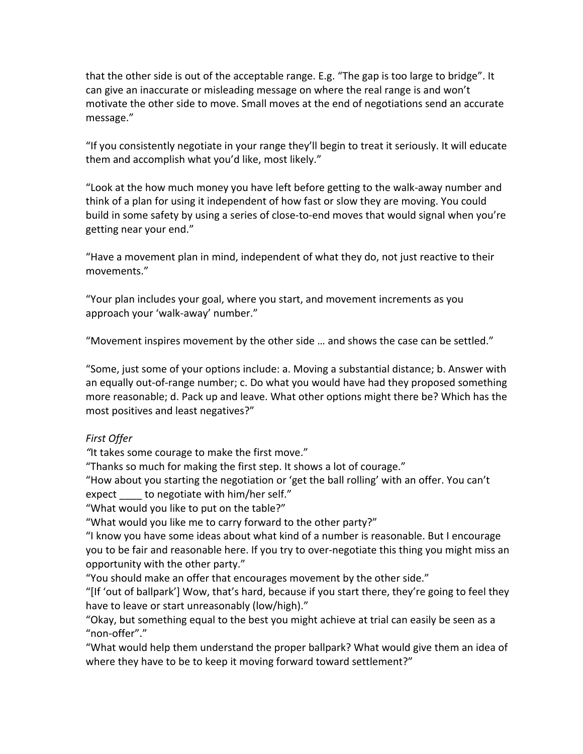that the other side is out of the acceptable range. E.g. “The gap is too large to bridge”. It can give an inaccurate or misleading message on where the real range is and won’t motivate the other side to move. Small moves at the end of negotiations send an accurate message.”

“If you consistently negotiate in your range they’ll begin to treat it seriously. It will educate them and accomplish what you’d like, most likely.”

“Look at the how much money you have left before getting to the walk-away number and think of a plan for using it independent of how fast or slow they are moving. You could build in some safety by using a series of close-to-end moves that would signal when you’re getting near your end.”

“Have a movement plan in mind, independent of what they do, not just reactive to their movements.”

“Your plan includes your goal, where you start, and movement increments as you approach your ‘walk-away’ number.”

“Movement inspires movement by the other side … and shows the case can be settled.”

“Some, just some of your options include: a. Moving a substantial distance; b. Answer with an equally out-of-range number; c. Do what you would have had they proposed something more reasonable; d. Pack up and leave. What other options might there be? Which has the most positives and least negatives?”

*First Offer*

*“*It takes some courage to make the first move.”

“Thanks so much for making the first step. It shows a lot of courage.”

“How about you starting the negotiation or ‘get the ball rolling’ with an offer. You can’t expect ____ to negotiate with him/her self.”

“What would you like to put on the table?”

“What would you like me to carry forward to the other party?”

“I know you have some ideas about what kind of a number is reasonable. But I encourage you to be fair and reasonable here. If you try to over-negotiate this thing you might miss an opportunity with the other party.”

“You should make an offer that encourages movement by the other side.”

“[If ‘out of ballpark’] Wow, that’s hard, because if you start there, they’re going to feel they have to leave or start unreasonably (low/high).”

“Okay, but something equal to the best you might achieve at trial can easily be seen as a “non-offer”.”

“What would help them understand the proper ballpark? What would give them an idea of where they have to be to keep it moving forward toward settlement?”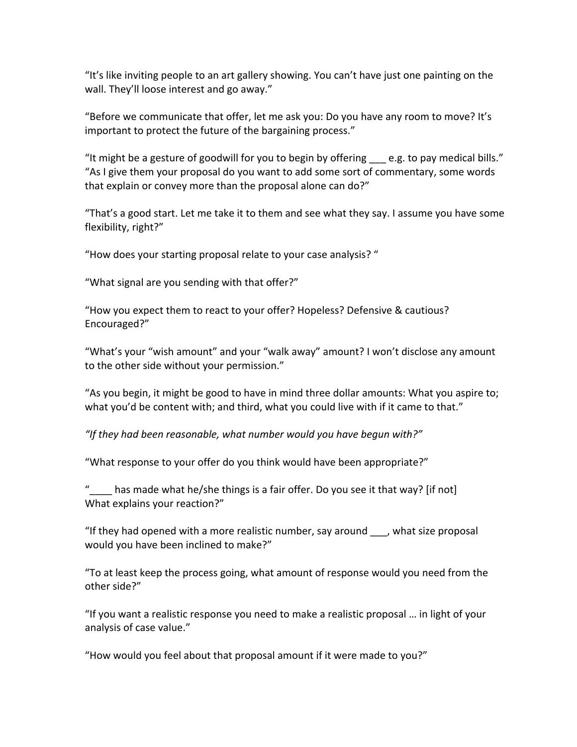"It's like inviting people to an art gallery showing. You can't have just one painting on the wall. They'll loose interest and go away."

"Before we communicate that offer, let me ask you: Do you have any room to move? It's important to protect the future of the bargaining process."

"It might be a gesture of goodwill for you to begin by offering ___ e.g. to pay medical bills."
"As I give them your proposal do you want to add some sort of commentary, some words that explain or convey more than the proposal alone can do?"

"That's a good start. Let me take it to them and see what they say. I assume you have some flexibility, right?"

"How does your starting proposal relate to your case analysis? "

"What signal are you sending with that offer?"

"How you expect them to react to your offer? Hopeless? Defensive & cautious? Encouraged?"

"What's your "wish amount" and your "walk away" amount? I won't disclose any amount to the other side without your permission."

"As you begin, it might be good to have in mind three dollar amounts: What you aspire to; what you'd be content with; and third, what you could live with if it came to that."

*"If they had been reasonable, what number would you have begun with?"*

"What response to your offer do you think would have been appropriate?"

"____ has made what he/she things is a fair offer. Do you see it that way? [if not] What explains your reaction?"

"If they had opened with a more realistic number, say around ___, what size proposal would you have been inclined to make?"

"To at least keep the process going, what amount of response would you need from the other side?"

"If you want a realistic response you need to make a realistic proposal … in light of your analysis of case value."

"How would you feel about that proposal amount if it were made to you?"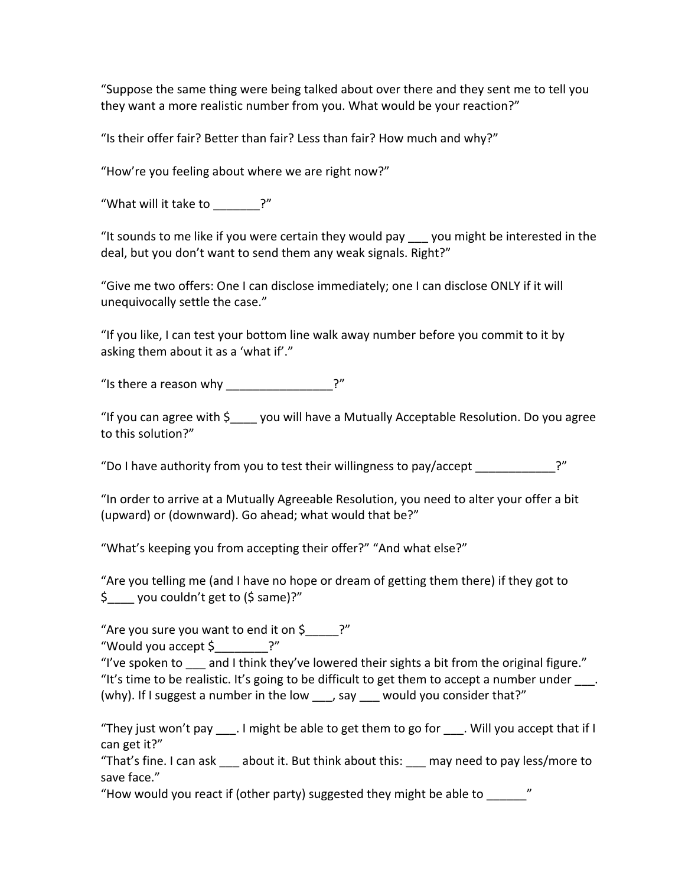"Suppose the same thing were being talked about over there and they sent me to tell you they want a more realistic number from you. What would be your reaction?"

"Is their offer fair? Better than fair? Less than fair? How much and why?"

"How're you feeling about where we are right now?"

"What will it take to _______?"

"It sounds to me like if you were certain they would pay ___ you might be interested in the deal, but you don't want to send them any weak signals. Right?"

"Give me two offers: One I can disclose immediately; one I can disclose ONLY if it will unequivocally settle the case."

"If you like, I can test your bottom line walk away number before you commit to it by asking them about it as a 'what if'."

"Is there a reason why ________________?"

"If you can agree with $____ you will have a Mutually Acceptable Resolution. Do you agree to this solution?"

"Do I have authority from you to test their willingness to pay/accept ____________?"

"In order to arrive at a Mutually Agreeable Resolution, you need to alter your offer a bit (upward) or (downward). Go ahead; what would that be?"

"What's keeping you from accepting their offer?" "And what else?"

"Are you telling me (and I have no hope or dream of getting them there) if they got to $____ you couldn't get to ($ same)?"

"Are you sure you want to end it on $_____?"
"Would you accept $________?"
"I've spoken to ___ and I think they've lowered their sights a bit from the original figure."
"It's time to be realistic. It's going to be difficult to get them to accept a number under ___. (why). If I suggest a number in the low ___, say ___ would you consider that?"

"They just won't pay ___. I might be able to get them to go for ___. Will you accept that if I can get it?"
"That's fine. I can ask ___ about it. But think about this: ___ may need to pay less/more to save face."
"How would you react if (other party) suggested they might be able to ______"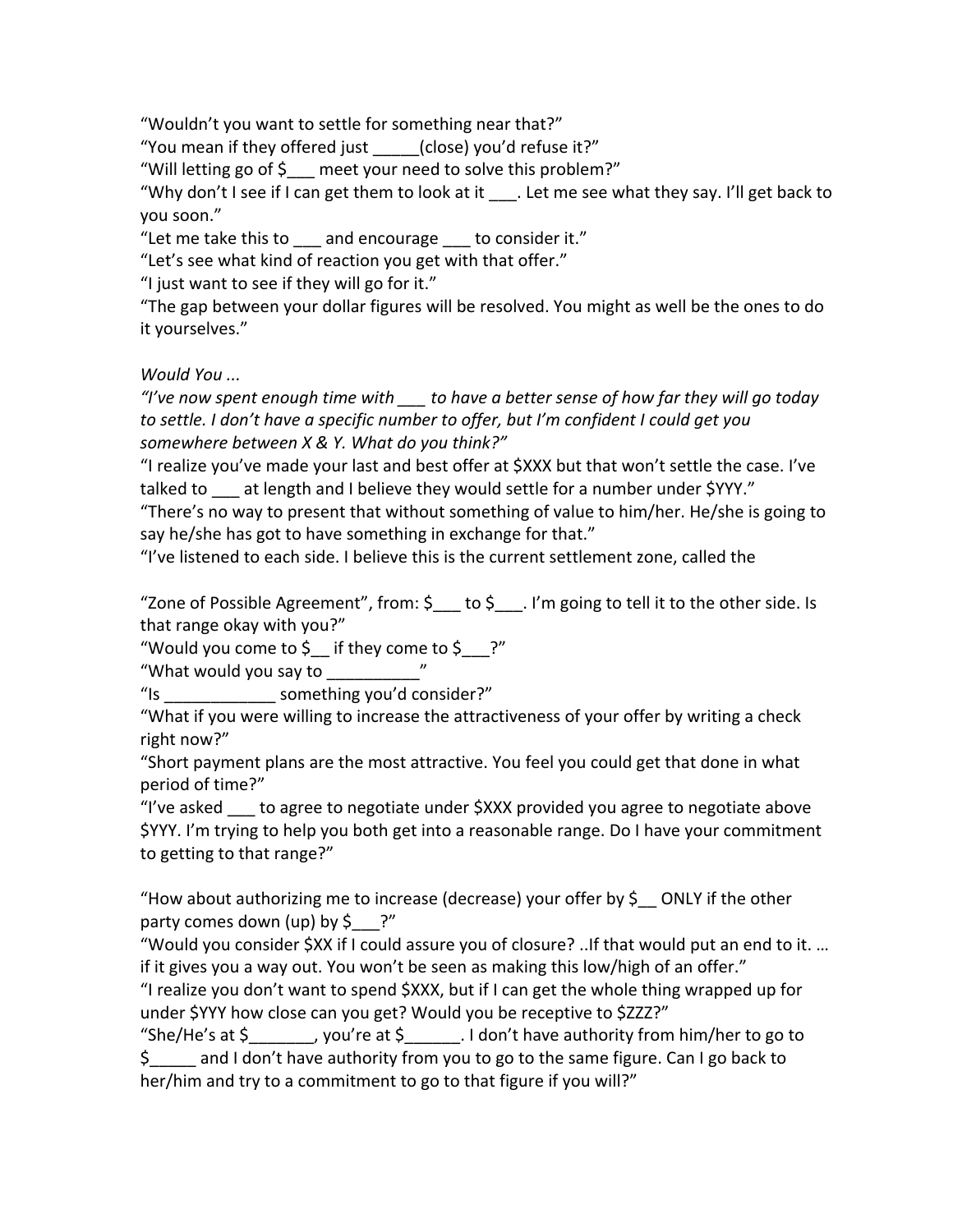"Wouldn't you want to settle for something near that?"
"You mean if they offered just _____(close) you'd refuse it?"
"Will letting go of $___ meet your need to solve this problem?"
"Why don't I see if I can get them to look at it ___. Let me see what they say. I'll get back to you soon."
"Let me take this to ___ and encourage ___ to consider it."
"Let's see what kind of reaction you get with that offer."
"I just want to see if they will go for it."
"The gap between your dollar figures will be resolved. You might as well be the ones to do it yourselves."

*Would You ...*

*"I've now spent enough time with ___ to have a better sense of how far they will go today to settle. I don't have a specific number to offer, but I'm confident I could get you somewhere between X & Y. What do you think?"*

"I realize you've made your last and best offer at $XXX but that won't settle the case. I've talked to ___ at length and I believe they would settle for a number under $YYY."
"There's no way to present that without something of value to him/her. He/she is going to say he/she has got to have something in exchange for that."
"I've listened to each side. I believe this is the current settlement zone, called the

"Zone of Possible Agreement", from: $___ to $___. I'm going to tell it to the other side. Is that range okay with you?"
"Would you come to $__ if they come to $___?"
"What would you say to __________"
"Is ____________ something you'd consider?"
"What if you were willing to increase the attractiveness of your offer by writing a check right now?"
"Short payment plans are the most attractive. You feel you could get that done in what period of time?"
"I've asked ___ to agree to negotiate under $XXX provided you agree to negotiate above $YYY. I'm trying to help you both get into a reasonable range. Do I have your commitment to getting to that range?"

"How about authorizing me to increase (decrease) your offer by $__ ONLY if the other party comes down (up) by $___?"
"Would you consider $XX if I could assure you of closure? ..If that would put an end to it. … if it gives you a way out. You won't be seen as making this low/high of an offer."
"I realize you don't want to spend $XXX, but if I can get the whole thing wrapped up for under $YYY how close can you get? Would you be receptive to $ZZZ?"
"She/He's at $_______, you're at $______. I don't have authority from him/her to go to $_____ and I don't have authority from you to go to the same figure. Can I go back to her/him and try to a commitment to go to that figure if you will?"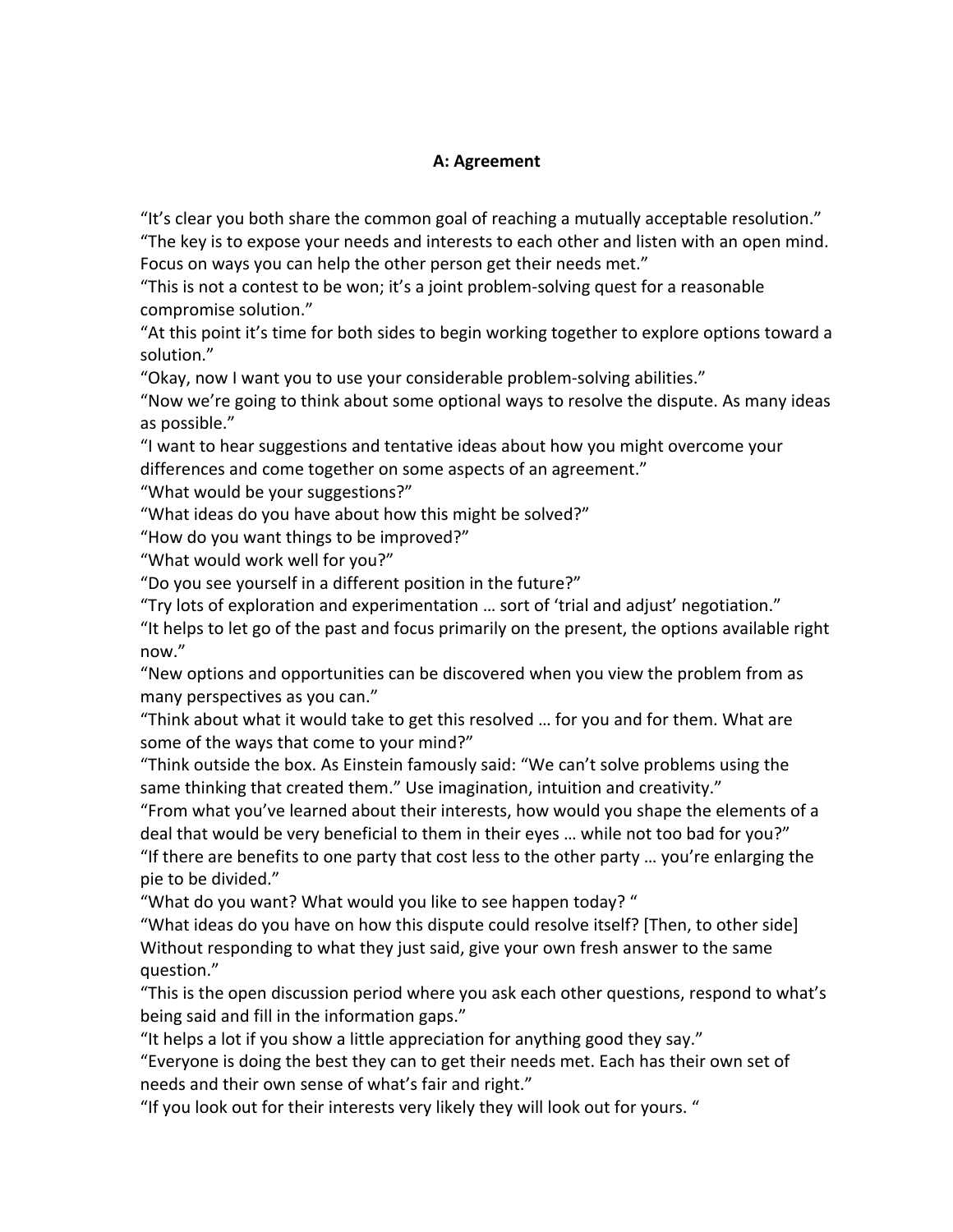**A: Agreement**

"It's clear you both share the common goal of reaching a mutually acceptable resolution."

"The key is to expose your needs and interests to each other and listen with an open mind. Focus on ways you can help the other person get their needs met."

"This is not a contest to be won; it's a joint problem-solving quest for a reasonable compromise solution."

"At this point it's time for both sides to begin working together to explore options toward a solution."

"Okay, now I want you to use your considerable problem-solving abilities."

"Now we're going to think about some optional ways to resolve the dispute. As many ideas as possible."

"I want to hear suggestions and tentative ideas about how you might overcome your differences and come together on some aspects of an agreement."

"What would be your suggestions?"

"What ideas do you have about how this might be solved?"

"How do you want things to be improved?"

"What would work well for you?"

"Do you see yourself in a different position in the future?"

"Try lots of exploration and experimentation … sort of 'trial and adjust' negotiation."

"It helps to let go of the past and focus primarily on the present, the options available right now."

"New options and opportunities can be discovered when you view the problem from as many perspectives as you can."

"Think about what it would take to get this resolved … for you and for them. What are some of the ways that come to your mind?"

"Think outside the box. As Einstein famously said: "We can't solve problems using the same thinking that created them." Use imagination, intuition and creativity."

"From what you've learned about their interests, how would you shape the elements of a deal that would be very beneficial to them in their eyes … while not too bad for you?"

"If there are benefits to one party that cost less to the other party … you're enlarging the pie to be divided."

"What do you want? What would you like to see happen today? "

"What ideas do you have on how this dispute could resolve itself? [Then, to other side] Without responding to what they just said, give your own fresh answer to the same question."

"This is the open discussion period where you ask each other questions, respond to what's being said and fill in the information gaps."

"It helps a lot if you show a little appreciation for anything good they say."

"Everyone is doing the best they can to get their needs met. Each has their own set of needs and their own sense of what's fair and right."

"If you look out for their interests very likely they will look out for yours. "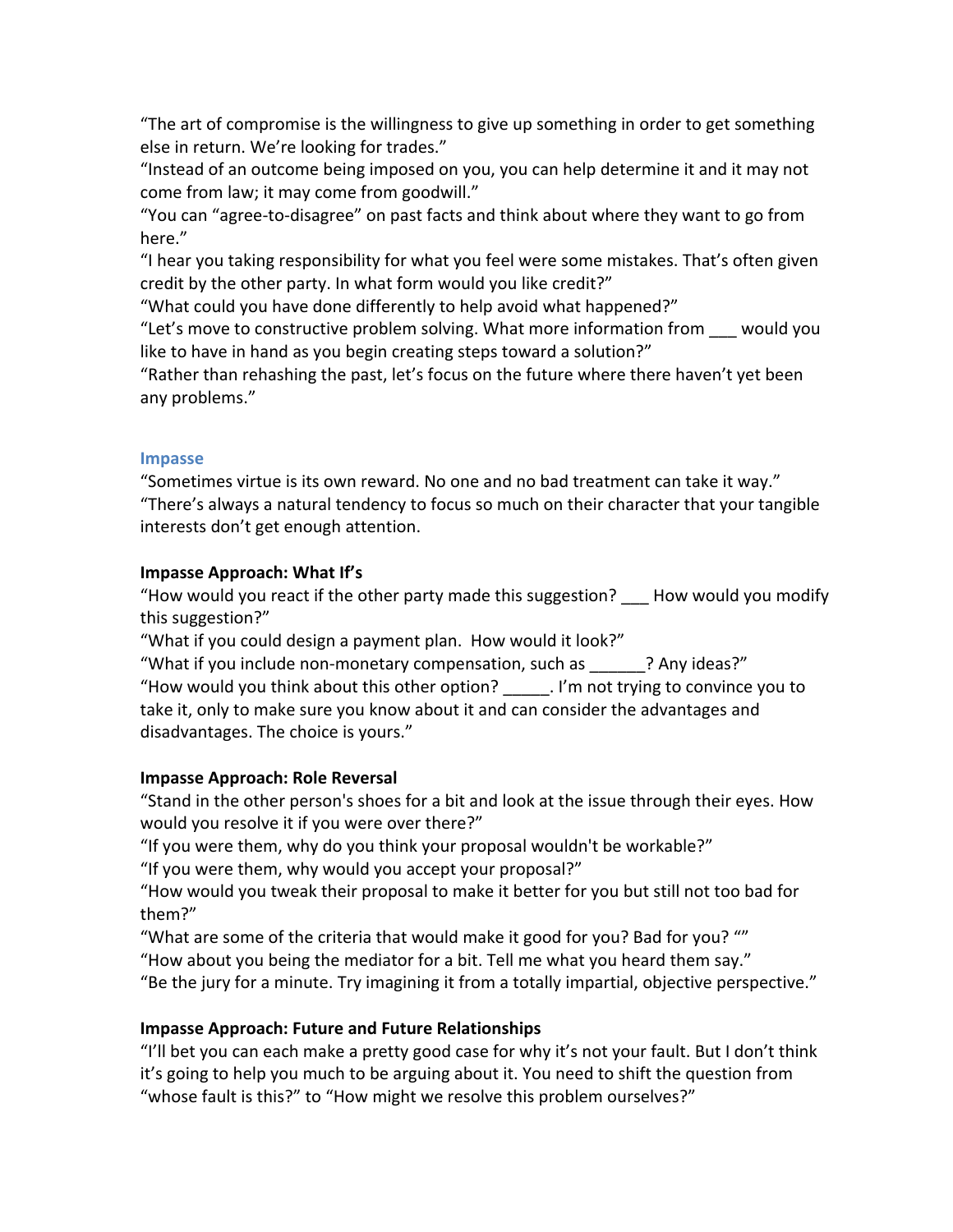"The art of compromise is the willingness to give up something in order to get something else in return. We're looking for trades."

"Instead of an outcome being imposed on you, you can help determine it and it may not come from law; it may come from goodwill."

"You can "agree-to-disagree" on past facts and think about where they want to go from here."

"I hear you taking responsibility for what you feel were some mistakes. That's often given credit by the other party. In what form would you like credit?"

"What could you have done differently to help avoid what happened?"

"Let's move to constructive problem solving. What more information from ___ would you like to have in hand as you begin creating steps toward a solution?"

"Rather than rehashing the past, let's focus on the future where there haven't yet been any problems."

### Impasse

"Sometimes virtue is its own reward. No one and no bad treatment can take it way."

"There's always a natural tendency to focus so much on their character that your tangible interests don't get enough attention.

**Impasse Approach: What If's**

"How would you react if the other party made this suggestion? ___ How would you modify this suggestion?"

"What if you could design a payment plan. How would it look?"

"What if you include non-monetary compensation, such as ______? Any ideas?"

"How would you think about this other option? _____. I'm not trying to convince you to take it, only to make sure you know about it and can consider the advantages and disadvantages. The choice is yours."

**Impasse Approach: Role Reversal**

"Stand in the other person's shoes for a bit and look at the issue through their eyes. How would you resolve it if you were over there?"

"If you were them, why do you think your proposal wouldn't be workable?"

"If you were them, why would you accept your proposal?"

"How would you tweak their proposal to make it better for you but still not too bad for them?"

"What are some of the criteria that would make it good for you? Bad for you? ""

"How about you being the mediator for a bit. Tell me what you heard them say."

"Be the jury for a minute. Try imagining it from a totally impartial, objective perspective."

**Impasse Approach: Future and Future Relationships**

"I'll bet you can each make a pretty good case for why it's not your fault. But I don't think it's going to help you much to be arguing about it. You need to shift the question from "whose fault is this?" to "How might we resolve this problem ourselves?"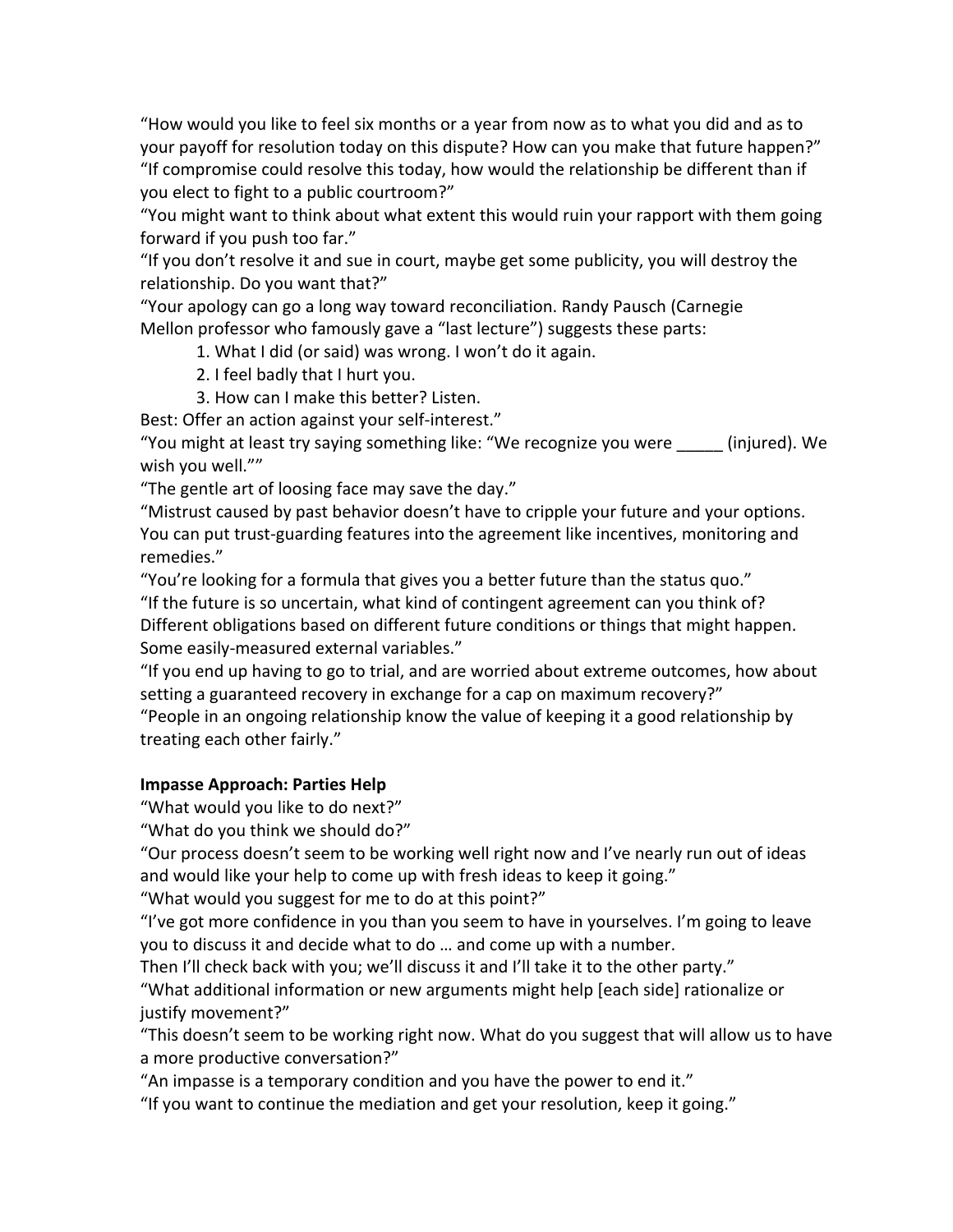"How would you like to feel six months or a year from now as to what you did and as to your payoff for resolution today on this dispute? How can you make that future happen?"

"If compromise could resolve this today, how would the relationship be different than if you elect to fight to a public courtroom?"

"You might want to think about what extent this would ruin your rapport with them going forward if you push too far."

"If you don't resolve it and sue in court, maybe get some publicity, you will destroy the relationship. Do you want that?"

"Your apology can go a long way toward reconciliation. Randy Pausch (Carnegie Mellon professor who famously gave a "last lecture") suggests these parts:

1. What I did (or said) was wrong. I won't do it again.
2. I feel badly that I hurt you.
3. How can I make this better? Listen.

Best: Offer an action against your self-interest."

"You might at least try saying something like: "We recognize you were _____ (injured). We wish you well.""

"The gentle art of loosing face may save the day."

"Mistrust caused by past behavior doesn't have to cripple your future and your options. You can put trust-guarding features into the agreement like incentives, monitoring and remedies."

"You're looking for a formula that gives you a better future than the status quo."

"If the future is so uncertain, what kind of contingent agreement can you think of? Different obligations based on different future conditions or things that might happen. Some easily-measured external variables."

"If you end up having to go to trial, and are worried about extreme outcomes, how about setting a guaranteed recovery in exchange for a cap on maximum recovery?"

"People in an ongoing relationship know the value of keeping it a good relationship by treating each other fairly."

**Impasse Approach: Parties Help**

"What would you like to do next?"

"What do you think we should do?"

"Our process doesn't seem to be working well right now and I've nearly run out of ideas and would like your help to come up with fresh ideas to keep it going."

"What would you suggest for me to do at this point?"

"I've got more confidence in you than you seem to have in yourselves. I'm going to leave you to discuss it and decide what to do … and come up with a number.
Then I'll check back with you; we'll discuss it and I'll take it to the other party."

"What additional information or new arguments might help [each side] rationalize or justify movement?"

"This doesn't seem to be working right now. What do you suggest that will allow us to have a more productive conversation?"

"An impasse is a temporary condition and you have the power to end it."

"If you want to continue the mediation and get your resolution, keep it going."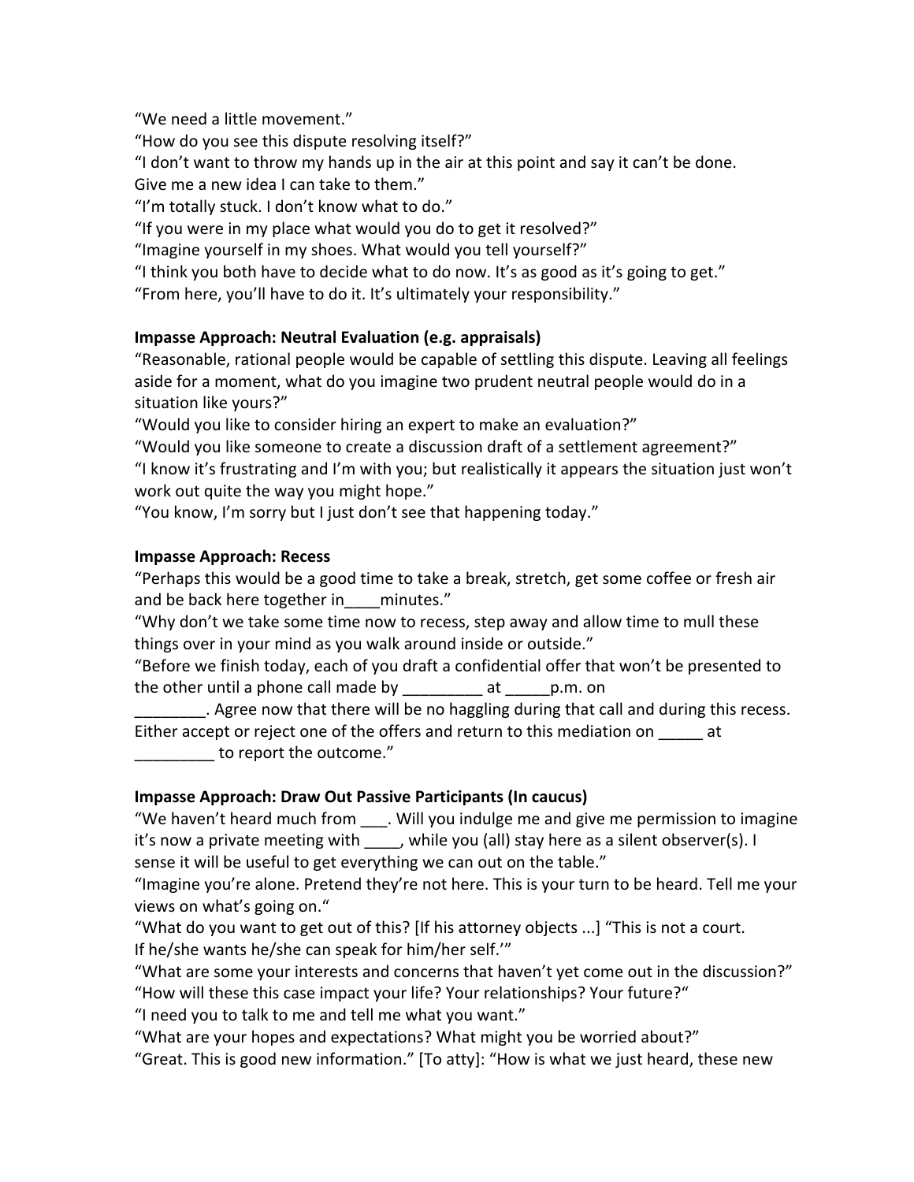"We need a little movement."
"How do you see this dispute resolving itself?"
"I don't want to throw my hands up in the air at this point and say it can't be done. Give me a new idea I can take to them."
"I'm totally stuck. I don't know what to do."
"If you were in my place what would you do to get it resolved?"
"Imagine yourself in my shoes. What would you tell yourself?"
"I think you both have to decide what to do now. It's as good as it's going to get."
"From here, you'll have to do it. It's ultimately your responsibility."

**Impasse Approach: Neutral Evaluation (e.g. appraisals)**
"Reasonable, rational people would be capable of settling this dispute. Leaving all feelings aside for a moment, what do you imagine two prudent neutral people would do in a situation like yours?"
"Would you like to consider hiring an expert to make an evaluation?"
"Would you like someone to create a discussion draft of a settlement agreement?"
"I know it's frustrating and I'm with you; but realistically it appears the situation just won't work out quite the way you might hope."
"You know, I'm sorry but I just don't see that happening today."

**Impasse Approach: Recess**
"Perhaps this would be a good time to take a break, stretch, get some coffee or fresh air and be back here together in____minutes."
"Why don't we take some time now to recess, step away and allow time to mull these things over in your mind as you walk around inside or outside."
"Before we finish today, each of you draft a confidential offer that won't be presented to the other until a phone call made by _________ at _____p.m. on ________. Agree now that there will be no haggling during that call and during this recess. Either accept or reject one of the offers and return to this mediation on _____ at _________ to report the outcome."

**Impasse Approach: Draw Out Passive Participants (In caucus)**
"We haven't heard much from ___. Will you indulge me and give me permission to imagine it's now a private meeting with ____, while you (all) stay here as a silent observer(s). I sense it will be useful to get everything we can out on the table."
"Imagine you're alone. Pretend they're not here. This is your turn to be heard. Tell me your views on what's going on."
"What do you want to get out of this? [If his attorney objects ...] "This is not a court. If he/she wants he/she can speak for him/her self.'"
"What are some your interests and concerns that haven't yet come out in the discussion?"
"How will these this case impact your life? Your relationships? Your future?"
"I need you to talk to me and tell me what you want."
"What are your hopes and expectations? What might you be worried about?"
"Great. This is good new information." [To atty]: "How is what we just heard, these new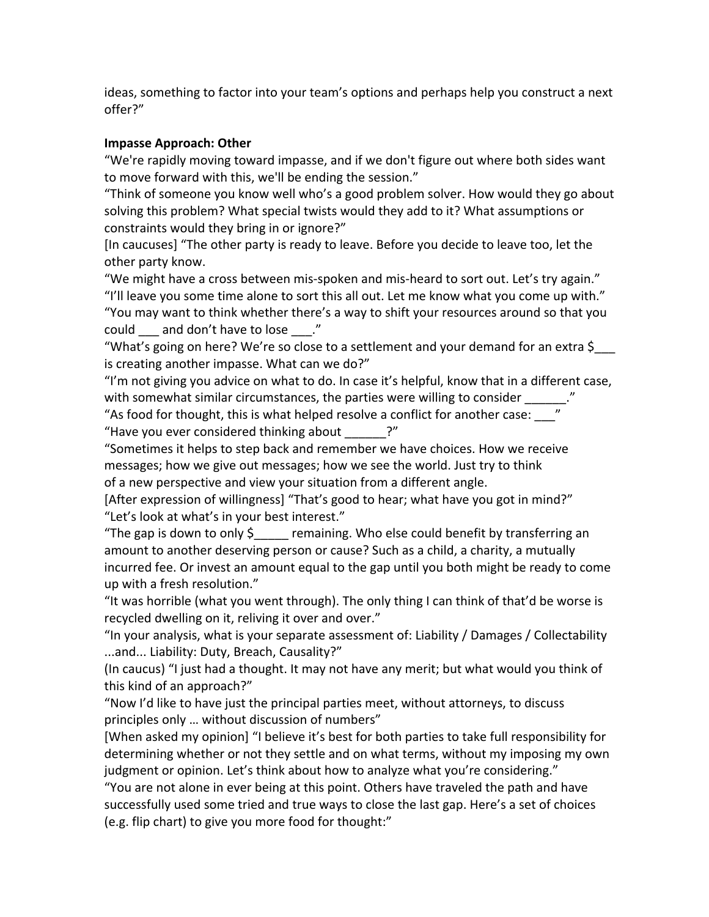ideas, something to factor into your team's options and perhaps help you construct a next offer?"

**Impasse Approach: Other**

"We're rapidly moving toward impasse, and if we don't figure out where both sides want to move forward with this, we'll be ending the session."

"Think of someone you know well who's a good problem solver. How would they go about solving this problem? What special twists would they add to it? What assumptions or constraints would they bring in or ignore?"

[In caucuses] "The other party is ready to leave. Before you decide to leave too, let the other party know.

"We might have a cross between mis-spoken and mis-heard to sort out. Let's try again."

"I'll leave you some time alone to sort this all out. Let me know what you come up with."

"You may want to think whether there's a way to shift your resources around so that you could ___ and don't have to lose ___."

"What's going on here? We're so close to a settlement and your demand for an extra $___ is creating another impasse. What can we do?"

"I'm not giving you advice on what to do. In case it's helpful, know that in a different case, with somewhat similar circumstances, the parties were willing to consider ______."

"As food for thought, this is what helped resolve a conflict for another case: ___"

"Have you ever considered thinking about ______?"

"Sometimes it helps to step back and remember we have choices. How we receive messages; how we give out messages; how we see the world. Just try to think of a new perspective and view your situation from a different angle.

[After expression of willingness] "That's good to hear; what have you got in mind?"

"Let's look at what's in your best interest."

"The gap is down to only $_____ remaining. Who else could benefit by transferring an amount to another deserving person or cause? Such as a child, a charity, a mutually incurred fee. Or invest an amount equal to the gap until you both might be ready to come up with a fresh resolution."

"It was horrible (what you went through). The only thing I can think of that'd be worse is recycled dwelling on it, reliving it over and over."

"In your analysis, what is your separate assessment of: Liability / Damages / Collectability ...and... Liability: Duty, Breach, Causality?"

(In caucus) "I just had a thought. It may not have any merit; but what would you think of this kind of an approach?"

"Now I'd like to have just the principal parties meet, without attorneys, to discuss principles only … without discussion of numbers"

[When asked my opinion] "I believe it's best for both parties to take full responsibility for determining whether or not they settle and on what terms, without my imposing my own judgment or opinion. Let's think about how to analyze what you're considering."

"You are not alone in ever being at this point. Others have traveled the path and have successfully used some tried and true ways to close the last gap. Here's a set of choices (e.g. flip chart) to give you more food for thought:"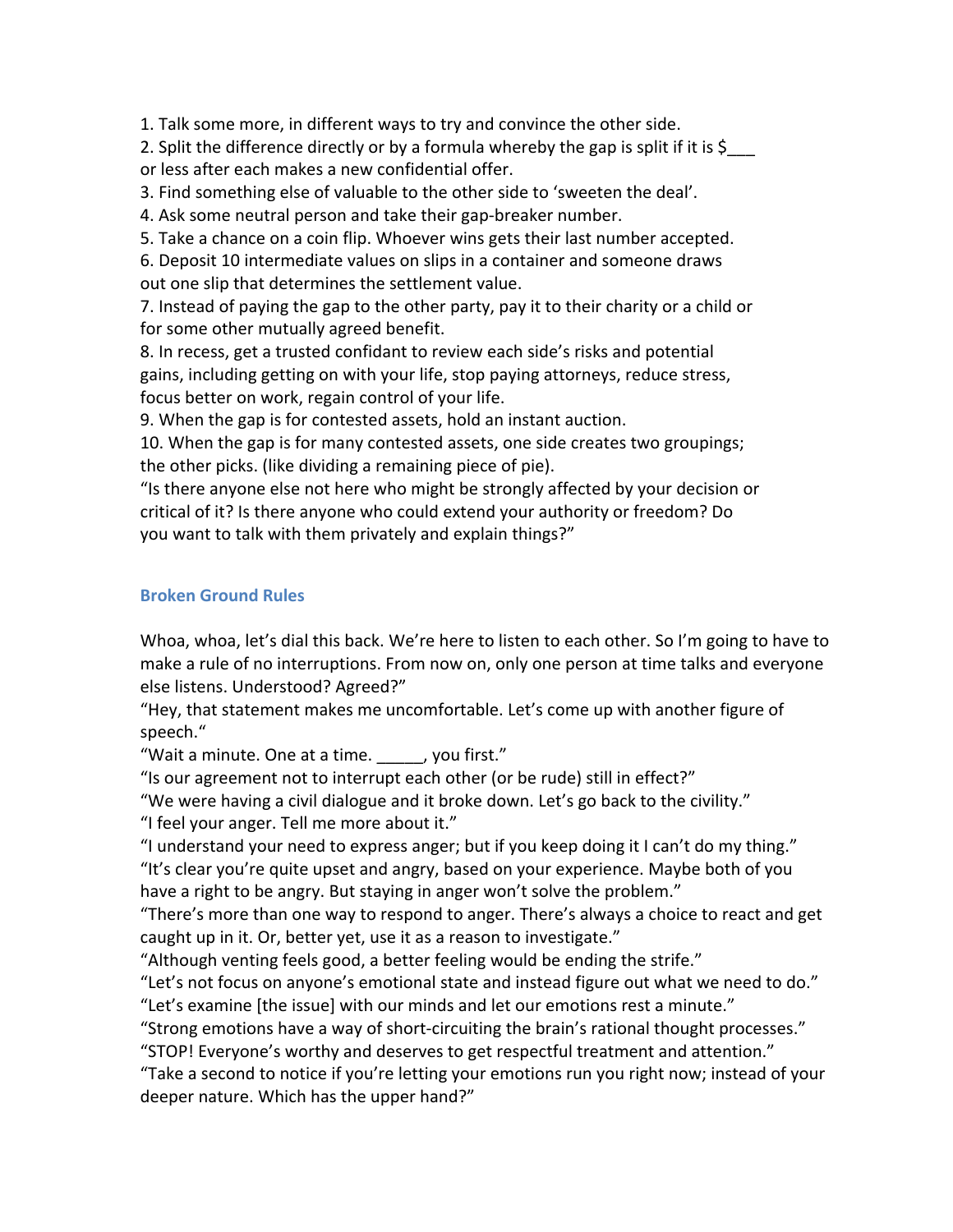1. Talk some more, in different ways to try and convince the other side.
2. Split the difference directly or by a formula whereby the gap is split if it is $___ or less after each makes a new confidential offer.
3. Find something else of valuable to the other side to 'sweeten the deal'.
4. Ask some neutral person and take their gap-breaker number.
5. Take a chance on a coin flip. Whoever wins gets their last number accepted.
6. Deposit 10 intermediate values on slips in a container and someone draws out one slip that determines the settlement value.
7. Instead of paying the gap to the other party, pay it to their charity or a child or for some other mutually agreed benefit.
8. In recess, get a trusted confidant to review each side's risks and potential gains, including getting on with your life, stop paying attorneys, reduce stress, focus better on work, regain control of your life.
9. When the gap is for contested assets, hold an instant auction.
10. When the gap is for many contested assets, one side creates two groupings; the other picks. (like dividing a remaining piece of pie).

"Is there anyone else not here who might be strongly affected by your decision or critical of it? Is there anyone who could extend your authority or freedom? Do you want to talk with them privately and explain things?"

## Broken Ground Rules

Whoa, whoa, let's dial this back. We're here to listen to each other. So I'm going to have to make a rule of no interruptions. From now on, only one person at time talks and everyone else listens. Understood? Agreed?"

"Hey, that statement makes me uncomfortable. Let's come up with another figure of speech."

"Wait a minute. One at a time. _____, you first."

"Is our agreement not to interrupt each other (or be rude) still in effect?"

"We were having a civil dialogue and it broke down. Let's go back to the civility."

"I feel your anger. Tell me more about it."

"I understand your need to express anger; but if you keep doing it I can't do my thing."

"It's clear you're quite upset and angry, based on your experience. Maybe both of you have a right to be angry. But staying in anger won't solve the problem."

"There's more than one way to respond to anger. There's always a choice to react and get caught up in it. Or, better yet, use it as a reason to investigate."

"Although venting feels good, a better feeling would be ending the strife."

"Let's not focus on anyone's emotional state and instead figure out what we need to do."

"Let's examine [the issue] with our minds and let our emotions rest a minute."

"Strong emotions have a way of short-circuiting the brain's rational thought processes."

"STOP! Everyone's worthy and deserves to get respectful treatment and attention."

"Take a second to notice if you're letting your emotions run you right now; instead of your deeper nature. Which has the upper hand?"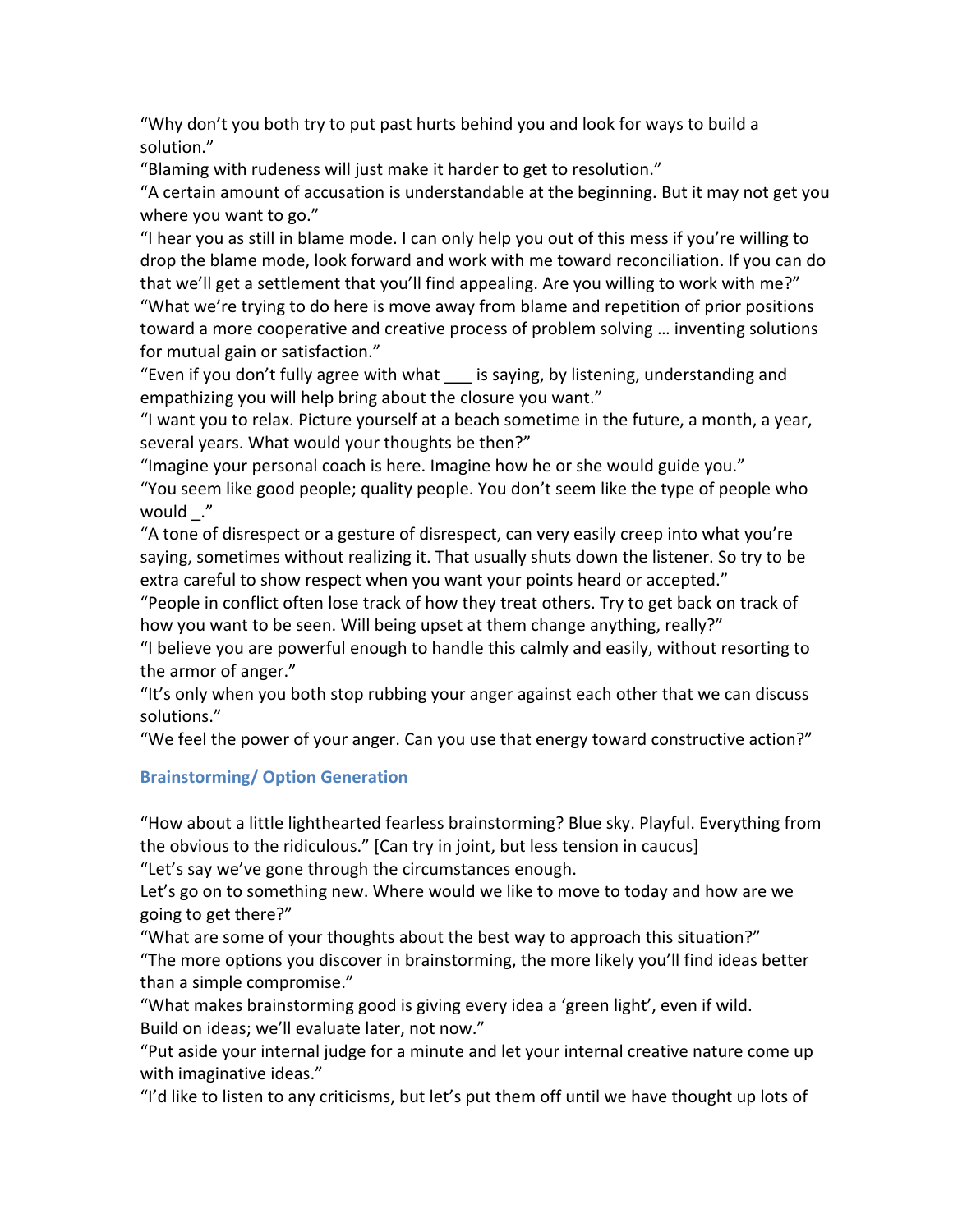"Why don't you both try to put past hurts behind you and look for ways to build a solution."

"Blaming with rudeness will just make it harder to get to resolution."

"A certain amount of accusation is understandable at the beginning. But it may not get you where you want to go."

"I hear you as still in blame mode. I can only help you out of this mess if you're willing to drop the blame mode, look forward and work with me toward reconciliation. If you can do that we'll get a settlement that you'll find appealing. Are you willing to work with me?"

"What we're trying to do here is move away from blame and repetition of prior positions toward a more cooperative and creative process of problem solving … inventing solutions for mutual gain or satisfaction."

"Even if you don't fully agree with what ___ is saying, by listening, understanding and empathizing you will help bring about the closure you want."

"I want you to relax. Picture yourself at a beach sometime in the future, a month, a year, several years. What would your thoughts be then?"

"Imagine your personal coach is here. Imagine how he or she would guide you."

"You seem like good people; quality people. You don't seem like the type of people who would _."

"A tone of disrespect or a gesture of disrespect, can very easily creep into what you're saying, sometimes without realizing it. That usually shuts down the listener. So try to be extra careful to show respect when you want your points heard or accepted."

"People in conflict often lose track of how they treat others. Try to get back on track of how you want to be seen. Will being upset at them change anything, really?"

"I believe you are powerful enough to handle this calmly and easily, without resorting to the armor of anger."

"It's only when you both stop rubbing your anger against each other that we can discuss solutions."

"We feel the power of your anger. Can you use that energy toward constructive action?"

### Brainstorming/ Option Generation

"How about a little lighthearted fearless brainstorming? Blue sky. Playful. Everything from the obvious to the ridiculous." [Can try in joint, but less tension in caucus]

"Let's say we've gone through the circumstances enough.
Let's go on to something new. Where would we like to move to today and how are we going to get there?"

"What are some of your thoughts about the best way to approach this situation?"

"The more options you discover in brainstorming, the more likely you'll find ideas better than a simple compromise."

"What makes brainstorming good is giving every idea a 'green light', even if wild.
Build on ideas; we'll evaluate later, not now."

"Put aside your internal judge for a minute and let your internal creative nature come up with imaginative ideas."

"I'd like to listen to any criticisms, but let's put them off until we have thought up lots of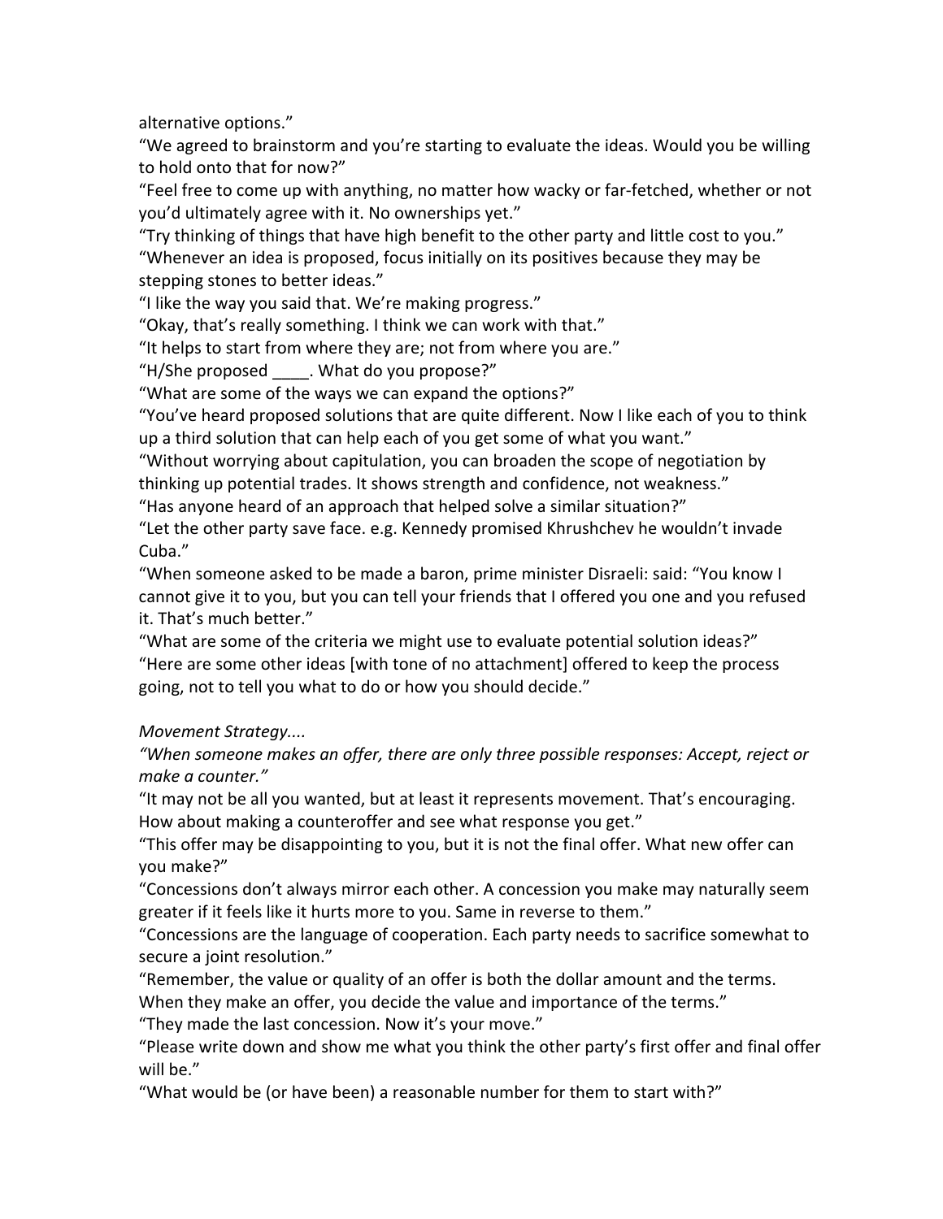alternative options."

"We agreed to brainstorm and you're starting to evaluate the ideas. Would you be willing to hold onto that for now?"

"Feel free to come up with anything, no matter how wacky or far-fetched, whether or not you'd ultimately agree with it. No ownerships yet."

"Try thinking of things that have high benefit to the other party and little cost to you."

"Whenever an idea is proposed, focus initially on its positives because they may be stepping stones to better ideas."

"I like the way you said that. We're making progress."

"Okay, that's really something. I think we can work with that."

"It helps to start from where they are; not from where you are."

"H/She proposed ____. What do you propose?"

"What are some of the ways we can expand the options?"

"You've heard proposed solutions that are quite different. Now I like each of you to think up a third solution that can help each of you get some of what you want."

"Without worrying about capitulation, you can broaden the scope of negotiation by thinking up potential trades. It shows strength and confidence, not weakness."

"Has anyone heard of an approach that helped solve a similar situation?"

"Let the other party save face. e.g. Kennedy promised Khrushchev he wouldn't invade Cuba."

"When someone asked to be made a baron, prime minister Disraeli: said: "You know I cannot give it to you, but you can tell your friends that I offered you one and you refused it. That's much better."

"What are some of the criteria we might use to evaluate potential solution ideas?"

"Here are some other ideas [with tone of no attachment] offered to keep the process going, not to tell you what to do or how you should decide."

*Movement Strategy....*

*"When someone makes an offer, there are only three possible responses: Accept, reject or make a counter."*

"It may not be all you wanted, but at least it represents movement. That's encouraging. How about making a counteroffer and see what response you get."

"This offer may be disappointing to you, but it is not the final offer. What new offer can you make?"

"Concessions don't always mirror each other. A concession you make may naturally seem greater if it feels like it hurts more to you. Same in reverse to them."

"Concessions are the language of cooperation. Each party needs to sacrifice somewhat to secure a joint resolution."

"Remember, the value or quality of an offer is both the dollar amount and the terms. When they make an offer, you decide the value and importance of the terms."

"They made the last concession. Now it's your move."

"Please write down and show me what you think the other party's first offer and final offer will be."

"What would be (or have been) a reasonable number for them to start with?"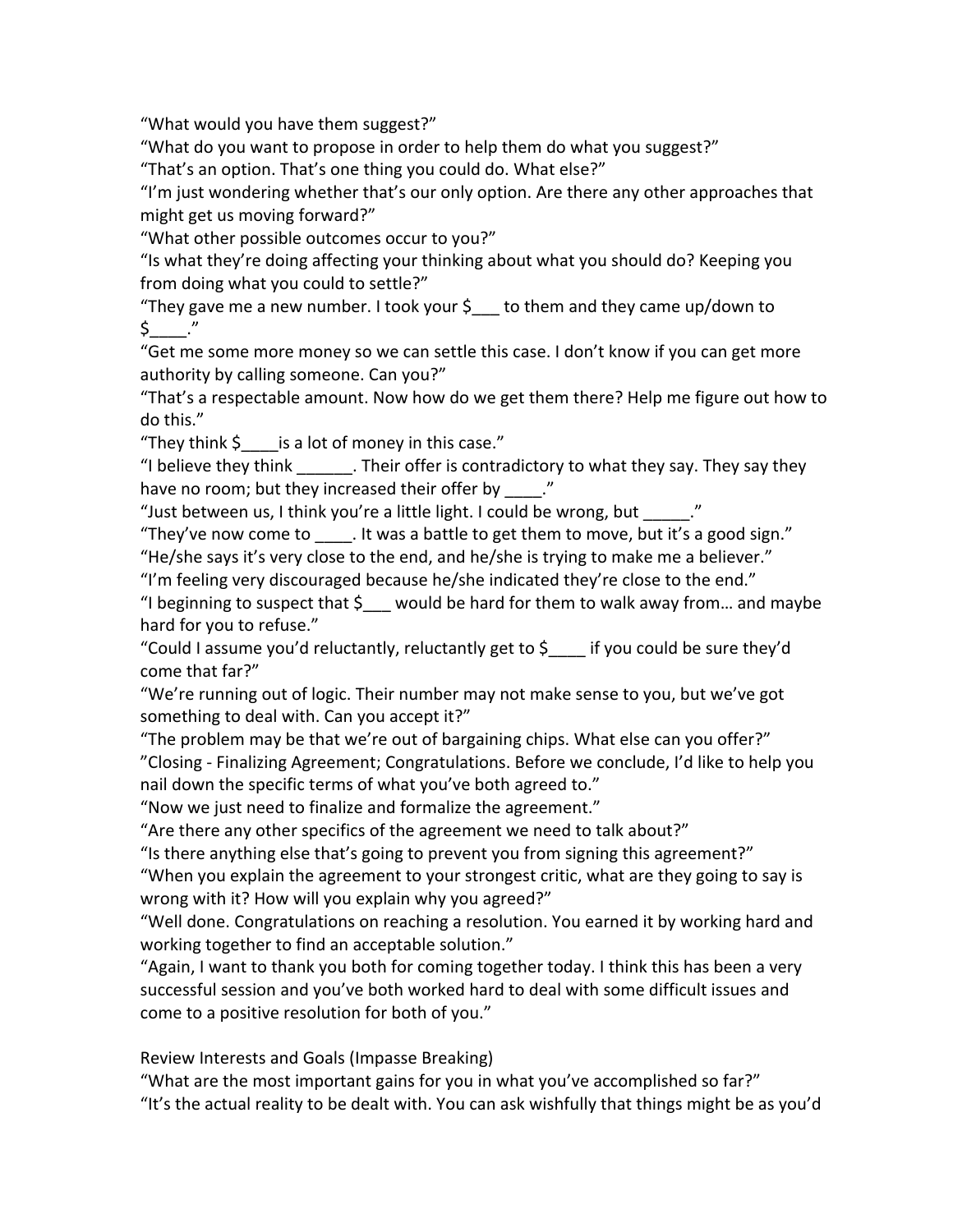"What would you have them suggest?"

"What do you want to propose in order to help them do what you suggest?"

"That's an option. That's one thing you could do. What else?"

"I'm just wondering whether that's our only option. Are there any other approaches that might get us moving forward?"

"What other possible outcomes occur to you?"

"Is what they're doing affecting your thinking about what you should do? Keeping you from doing what you could to settle?"

"They gave me a new number. I took your $___ to them and they came up/down to $____."

"Get me some more money so we can settle this case. I don't know if you can get more authority by calling someone. Can you?"

"That's a respectable amount. Now how do we get them there? Help me figure out how to do this."

"They think $____is a lot of money in this case."

"I believe they think ______. Their offer is contradictory to what they say. They say they have no room; but they increased their offer by ____."

"Just between us, I think you're a little light. I could be wrong, but _____."

"They've now come to ____. It was a battle to get them to move, but it's a good sign."

"He/she says it's very close to the end, and he/she is trying to make me a believer."

"I'm feeling very discouraged because he/she indicated they're close to the end."

"I beginning to suspect that $___ would be hard for them to walk away from… and maybe hard for you to refuse."

"Could I assume you'd reluctantly, reluctantly get to $____ if you could be sure they'd come that far?"

"We're running out of logic. Their number may not make sense to you, but we've got something to deal with. Can you accept it?"

"The problem may be that we're out of bargaining chips. What else can you offer?"

"Closing - Finalizing Agreement; Congratulations. Before we conclude, I'd like to help you nail down the specific terms of what you've both agreed to."

"Now we just need to finalize and formalize the agreement."

"Are there any other specifics of the agreement we need to talk about?"

"Is there anything else that's going to prevent you from signing this agreement?"

"When you explain the agreement to your strongest critic, what are they going to say is wrong with it? How will you explain why you agreed?"

"Well done. Congratulations on reaching a resolution. You earned it by working hard and working together to find an acceptable solution."

"Again, I want to thank you both for coming together today. I think this has been a very successful session and you've both worked hard to deal with some difficult issues and come to a positive resolution for both of you."

Review Interests and Goals (Impasse Breaking)

"What are the most important gains for you in what you've accomplished so far?"

"It's the actual reality to be dealt with. You can ask wishfully that things might be as you'd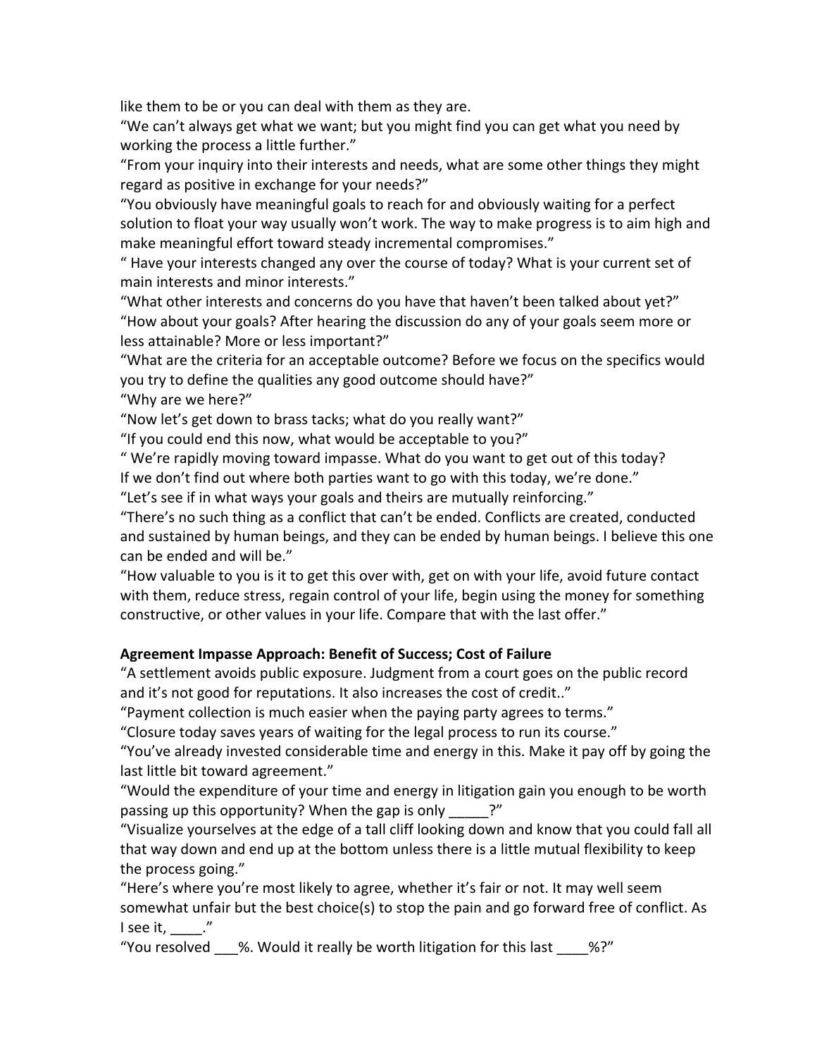like them to be or you can deal with them as they are.

"We can't always get what we want; but you might find you can get what you need by working the process a little further."

"From your inquiry into their interests and needs, what are some other things they might regard as positive in exchange for your needs?"

"You obviously have meaningful goals to reach for and obviously waiting for a perfect solution to float your way usually won't work. The way to make progress is to aim high and make meaningful effort toward steady incremental compromises."

" Have your interests changed any over the course of today? What is your current set of main interests and minor interests."

"What other interests and concerns do you have that haven't been talked about yet?"

"How about your goals? After hearing the discussion do any of your goals seem more or less attainable? More or less important?"

"What are the criteria for an acceptable outcome? Before we focus on the specifics would you try to define the qualities any good outcome should have?"

"Why are we here?"

"Now let's get down to brass tacks; what do you really want?"

"If you could end this now, what would be acceptable to you?"

" We're rapidly moving toward impasse. What do you want to get out of this today? If we don't find out where both parties want to go with this today, we're done."

"Let's see if in what ways your goals and theirs are mutually reinforcing."

"There's no such thing as a conflict that can't be ended. Conflicts are created, conducted and sustained by human beings, and they can be ended by human beings. I believe this one can be ended and will be."

"How valuable to you is it to get this over with, get on with your life, avoid future contact with them, reduce stress, regain control of your life, begin using the money for something constructive, or other values in your life. Compare that with the last offer."

**Agreement Impasse Approach: Benefit of Success; Cost of Failure**

"A settlement avoids public exposure. Judgment from a court goes on the public record and it's not good for reputations. It also increases the cost of credit.."

"Payment collection is much easier when the paying party agrees to terms."

"Closure today saves years of waiting for the legal process to run its course."

"You've already invested considerable time and energy in this. Make it pay off by going the last little bit toward agreement."

"Would the expenditure of your time and energy in litigation gain you enough to be worth passing up this opportunity? When the gap is only _____?"

"Visualize yourselves at the edge of a tall cliff looking down and know that you could fall all that way down and end up at the bottom unless there is a little mutual flexibility to keep the process going."

"Here's where you're most likely to agree, whether it's fair or not. It may well seem somewhat unfair but the best choice(s) to stop the pain and go forward free of conflict. As I see it, ____."

"You resolved ___%. Would it really be worth litigation for this last ____%?"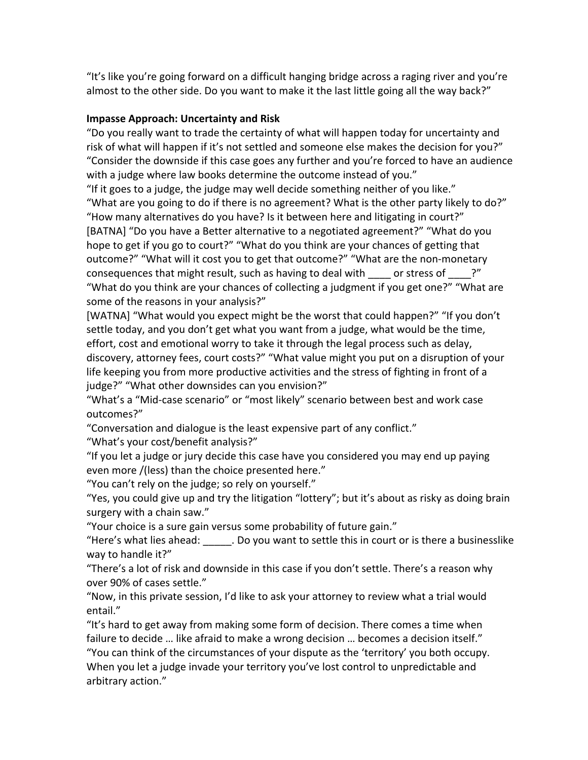"It's like you're going forward on a difficult hanging bridge across a raging river and you're almost to the other side. Do you want to make it the last little going all the way back?"

**Impasse Approach: Uncertainty and Risk**

"Do you really want to trade the certainty of what will happen today for uncertainty and risk of what will happen if it's not settled and someone else makes the decision for you?"

"Consider the downside if this case goes any further and you're forced to have an audience with a judge where law books determine the outcome instead of you."

"If it goes to a judge, the judge may well decide something neither of you like."

"What are you going to do if there is no agreement? What is the other party likely to do?"

"How many alternatives do you have? Is it between here and litigating in court?"

[BATNA] "Do you have a Better alternative to a negotiated agreement?" "What do you hope to get if you go to court?" "What do you think are your chances of getting that outcome?" "What will it cost you to get that outcome?" "What are the non-monetary consequences that might result, such as having to deal with ____ or stress of ____?"

"What do you think are your chances of collecting a judgment if you get one?" "What are some of the reasons in your analysis?"

[WATNA] "What would you expect might be the worst that could happen?" "If you don't settle today, and you don't get what you want from a judge, what would be the time, effort, cost and emotional worry to take it through the legal process such as delay, discovery, attorney fees, court costs?" "What value might you put on a disruption of your life keeping you from more productive activities and the stress of fighting in front of a judge?" "What other downsides can you envision?"

"What's a "Mid-case scenario" or "most likely" scenario between best and work case outcomes?"

"Conversation and dialogue is the least expensive part of any conflict."

"What's your cost/benefit analysis?"

"If you let a judge or jury decide this case have you considered you may end up paying even more /(less) than the choice presented here."

"You can't rely on the judge; so rely on yourself."

"Yes, you could give up and try the litigation "lottery"; but it's about as risky as doing brain surgery with a chain saw."

"Your choice is a sure gain versus some probability of future gain."

"Here's what lies ahead: _____. Do you want to settle this in court or is there a businesslike way to handle it?"

"There's a lot of risk and downside in this case if you don't settle. There's a reason why over 90% of cases settle."

"Now, in this private session, I'd like to ask your attorney to review what a trial would entail."

"It's hard to get away from making some form of decision. There comes a time when failure to decide … like afraid to make a wrong decision … becomes a decision itself."

"You can think of the circumstances of your dispute as the 'territory' you both occupy. When you let a judge invade your territory you've lost control to unpredictable and arbitrary action."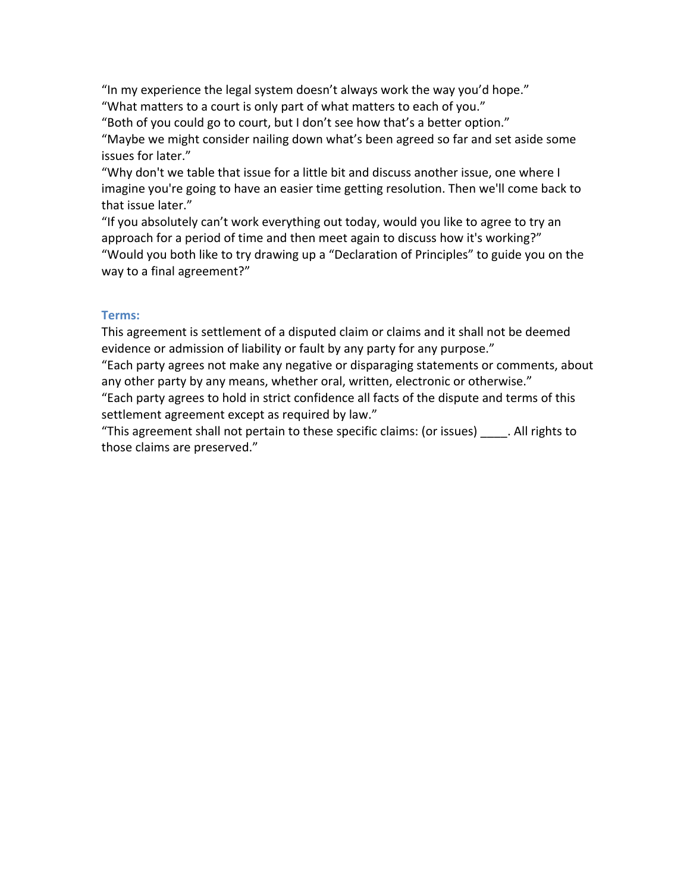"In my experience the legal system doesn't always work the way you'd hope."

"What matters to a court is only part of what matters to each of you."

"Both of you could go to court, but I don't see how that's a better option."

"Maybe we might consider nailing down what's been agreed so far and set aside some issues for later."

"Why don't we table that issue for a little bit and discuss another issue, one where I imagine you're going to have an easier time getting resolution. Then we'll come back to that issue later."

"If you absolutely can't work everything out today, would you like to agree to try an approach for a period of time and then meet again to discuss how it's working?"

"Would you both like to try drawing up a "Declaration of Principles" to guide you on the way to a final agreement?"

### Terms:

This agreement is settlement of a disputed claim or claims and it shall not be deemed evidence or admission of liability or fault by any party for any purpose."

"Each party agrees not make any negative or disparaging statements or comments, about any other party by any means, whether oral, written, electronic or otherwise."

"Each party agrees to hold in strict confidence all facts of the dispute and terms of this settlement agreement except as required by law."

"This agreement shall not pertain to these specific claims: (or issues) ____. All rights to those claims are preserved."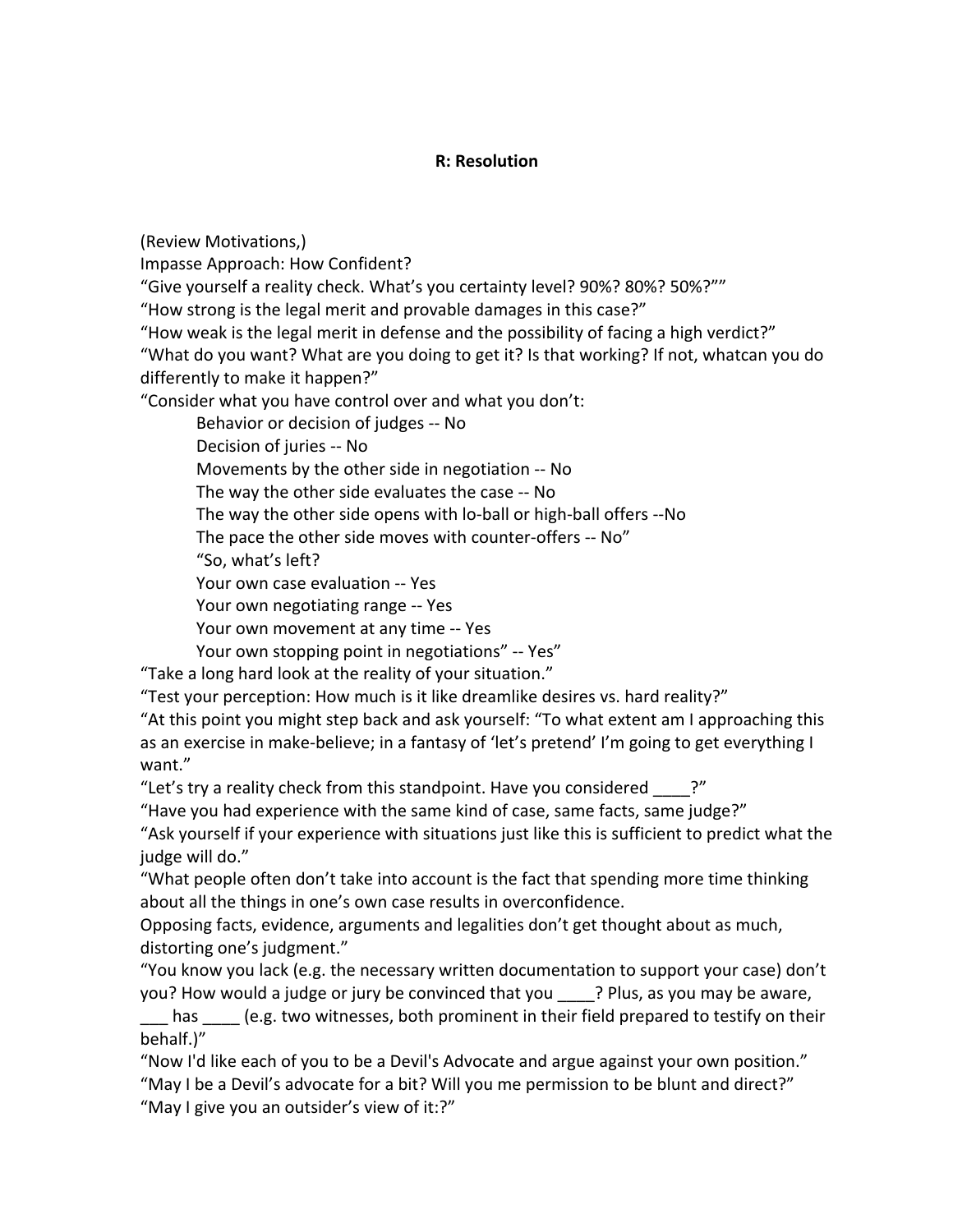**R: Resolution**

(Review Motivations,)
Impasse Approach: How Confident?
"Give yourself a reality check. What's you certainty level? 90%? 80%? 50%?""
"How strong is the legal merit and provable damages in this case?"
"How weak is the legal merit in defense and the possibility of facing a high verdict?"
"What do you want? What are you doing to get it? Is that working? If not, whatcan you do differently to make it happen?"
"Consider what you have control over and what you don't:

> Behavior or decision of judges -- No
> Decision of juries -- No
> Movements by the other side in negotiation -- No
> The way the other side evaluates the case -- No
> The way the other side opens with lo-ball or high-ball offers --No
> The pace the other side moves with counter-offers -- No"
> "So, what's left?
> Your own case evaluation -- Yes
> Your own negotiating range -- Yes
> Your own movement at any time -- Yes
> Your own stopping point in negotiations" -- Yes"

"Take a long hard look at the reality of your situation."
"Test your perception: How much is it like dreamlike desires vs. hard reality?"
"At this point you might step back and ask yourself: "To what extent am I approaching this as an exercise in make-believe; in a fantasy of 'let's pretend' I'm going to get everything I want."
"Let's try a reality check from this standpoint. Have you considered ____?"
"Have you had experience with the same kind of case, same facts, same judge?"
"Ask yourself if your experience with situations just like this is sufficient to predict what the judge will do."
"What people often don't take into account is the fact that spending more time thinking about all the things in one's own case results in overconfidence.
Opposing facts, evidence, arguments and legalities don't get thought about as much, distorting one's judgment."
"You know you lack (e.g. the necessary written documentation to support your case) don't you? How would a judge or jury be convinced that you ____? Plus, as you may be aware, ___ has ____ (e.g. two witnesses, both prominent in their field prepared to testify on their behalf.)"
"Now I'd like each of you to be a Devil's Advocate and argue against your own position."
"May I be a Devil's advocate for a bit? Will you me permission to be blunt and direct?"
"May I give you an outsider's view of it:?"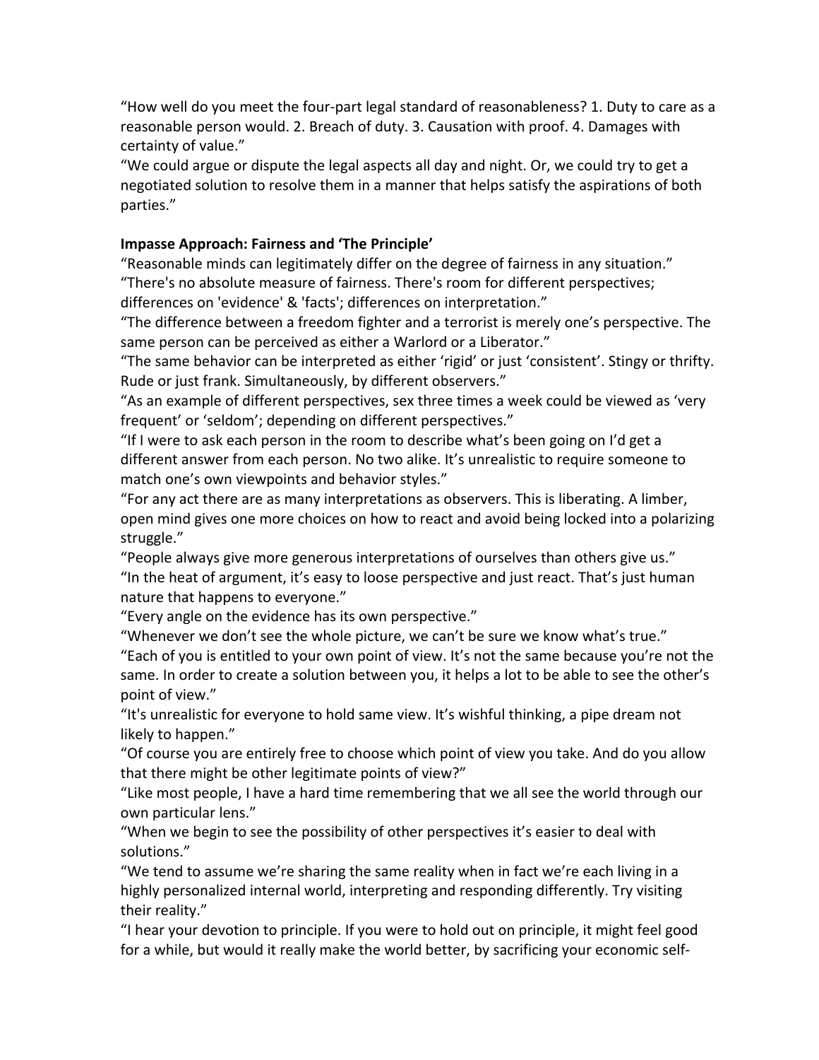"How well do you meet the four-part legal standard of reasonableness? 1. Duty to care as a reasonable person would. 2. Breach of duty. 3. Causation with proof. 4. Damages with certainty of value."

"We could argue or dispute the legal aspects all day and night. Or, we could try to get a negotiated solution to resolve them in a manner that helps satisfy the aspirations of both parties."

**Impasse Approach: Fairness and 'The Principle'**

"Reasonable minds can legitimately differ on the degree of fairness in any situation."

"There's no absolute measure of fairness. There's room for different perspectives; differences on 'evidence' & 'facts'; differences on interpretation."

"The difference between a freedom fighter and a terrorist is merely one's perspective. The same person can be perceived as either a Warlord or a Liberator."

"The same behavior can be interpreted as either 'rigid' or just 'consistent'. Stingy or thrifty. Rude or just frank. Simultaneously, by different observers."

"As an example of different perspectives, sex three times a week could be viewed as 'very frequent' or 'seldom'; depending on different perspectives."

"If I were to ask each person in the room to describe what's been going on I'd get a different answer from each person. No two alike. It's unrealistic to require someone to match one's own viewpoints and behavior styles."

"For any act there are as many interpretations as observers. This is liberating. A limber, open mind gives one more choices on how to react and avoid being locked into a polarizing struggle."

"People always give more generous interpretations of ourselves than others give us."

"In the heat of argument, it's easy to loose perspective and just react. That's just human nature that happens to everyone."

"Every angle on the evidence has its own perspective."

"Whenever we don't see the whole picture, we can't be sure we know what's true."

"Each of you is entitled to your own point of view. It's not the same because you're not the same. In order to create a solution between you, it helps a lot to be able to see the other's point of view."

"It's unrealistic for everyone to hold same view. It's wishful thinking, a pipe dream not likely to happen."

"Of course you are entirely free to choose which point of view you take. And do you allow that there might be other legitimate points of view?"

"Like most people, I have a hard time remembering that we all see the world through our own particular lens."

"When we begin to see the possibility of other perspectives it's easier to deal with solutions."

"We tend to assume we're sharing the same reality when in fact we're each living in a highly personalized internal world, interpreting and responding differently. Try visiting their reality."

"I hear your devotion to principle. If you were to hold out on principle, it might feel good for a while, but would it really make the world better, by sacrificing your economic self-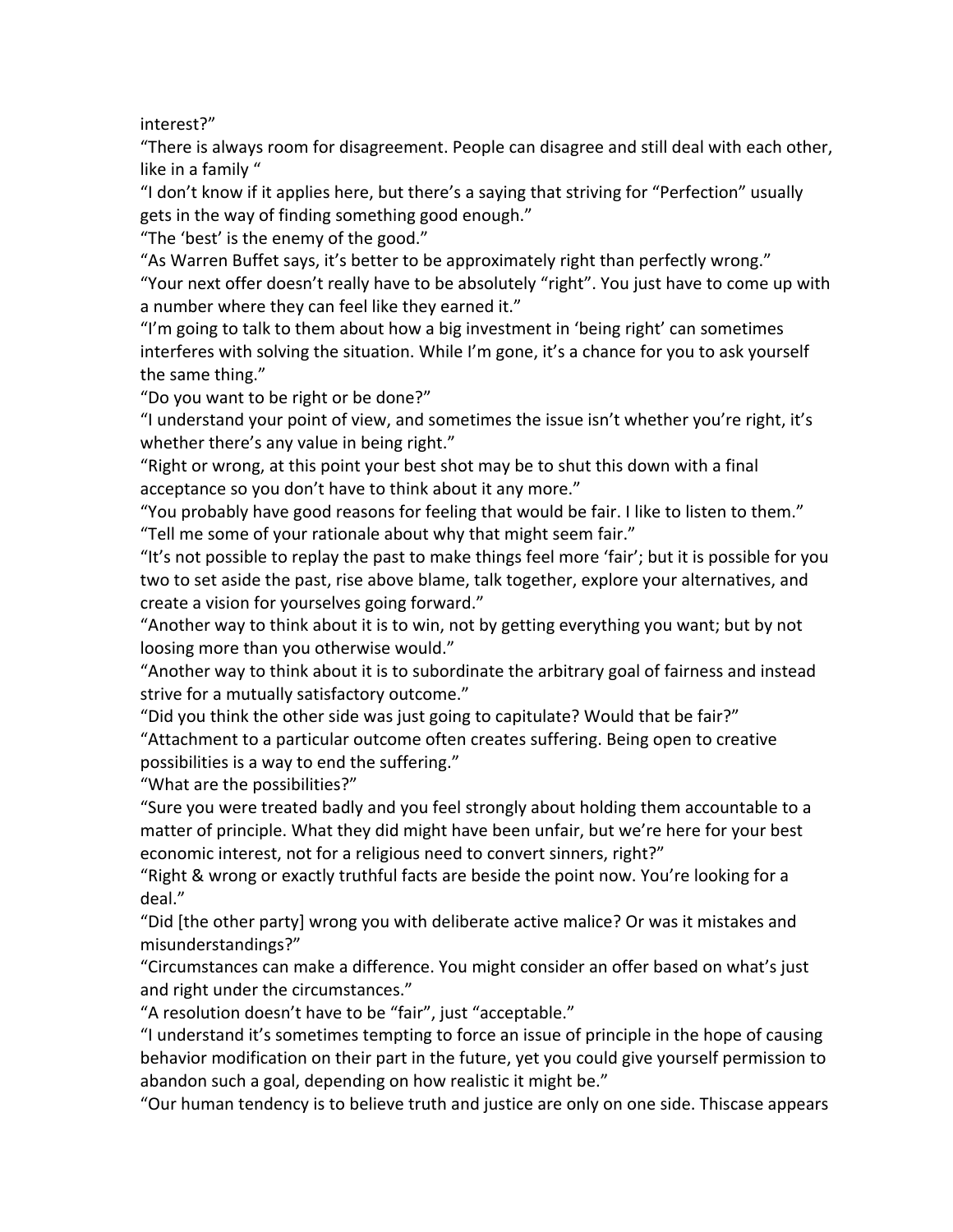interest?"

"There is always room for disagreement. People can disagree and still deal with each other, like in a family "

"I don't know if it applies here, but there's a saying that striving for "Perfection" usually gets in the way of finding something good enough."

"The 'best' is the enemy of the good."

"As Warren Buffet says, it's better to be approximately right than perfectly wrong."

"Your next offer doesn't really have to be absolutely "right". You just have to come up with a number where they can feel like they earned it."

"I'm going to talk to them about how a big investment in 'being right' can sometimes interferes with solving the situation. While I'm gone, it's a chance for you to ask yourself the same thing."

"Do you want to be right or be done?"

"I understand your point of view, and sometimes the issue isn't whether you're right, it's whether there's any value in being right."

"Right or wrong, at this point your best shot may be to shut this down with a final acceptance so you don't have to think about it any more."

"You probably have good reasons for feeling that would be fair. I like to listen to them."

"Tell me some of your rationale about why that might seem fair."

"It's not possible to replay the past to make things feel more 'fair'; but it is possible for you two to set aside the past, rise above blame, talk together, explore your alternatives, and create a vision for yourselves going forward."

"Another way to think about it is to win, not by getting everything you want; but by not loosing more than you otherwise would."

"Another way to think about it is to subordinate the arbitrary goal of fairness and instead strive for a mutually satisfactory outcome."

"Did you think the other side was just going to capitulate? Would that be fair?"

"Attachment to a particular outcome often creates suffering. Being open to creative possibilities is a way to end the suffering."

"What are the possibilities?"

"Sure you were treated badly and you feel strongly about holding them accountable to a matter of principle. What they did might have been unfair, but we're here for your best economic interest, not for a religious need to convert sinners, right?"

"Right & wrong or exactly truthful facts are beside the point now. You're looking for a deal."

"Did [the other party] wrong you with deliberate active malice? Or was it mistakes and misunderstandings?"

"Circumstances can make a difference. You might consider an offer based on what's just and right under the circumstances."

"A resolution doesn't have to be "fair", just "acceptable."

"I understand it's sometimes tempting to force an issue of principle in the hope of causing behavior modification on their part in the future, yet you could give yourself permission to abandon such a goal, depending on how realistic it might be."

"Our human tendency is to believe truth and justice are only on one side. Thiscase appears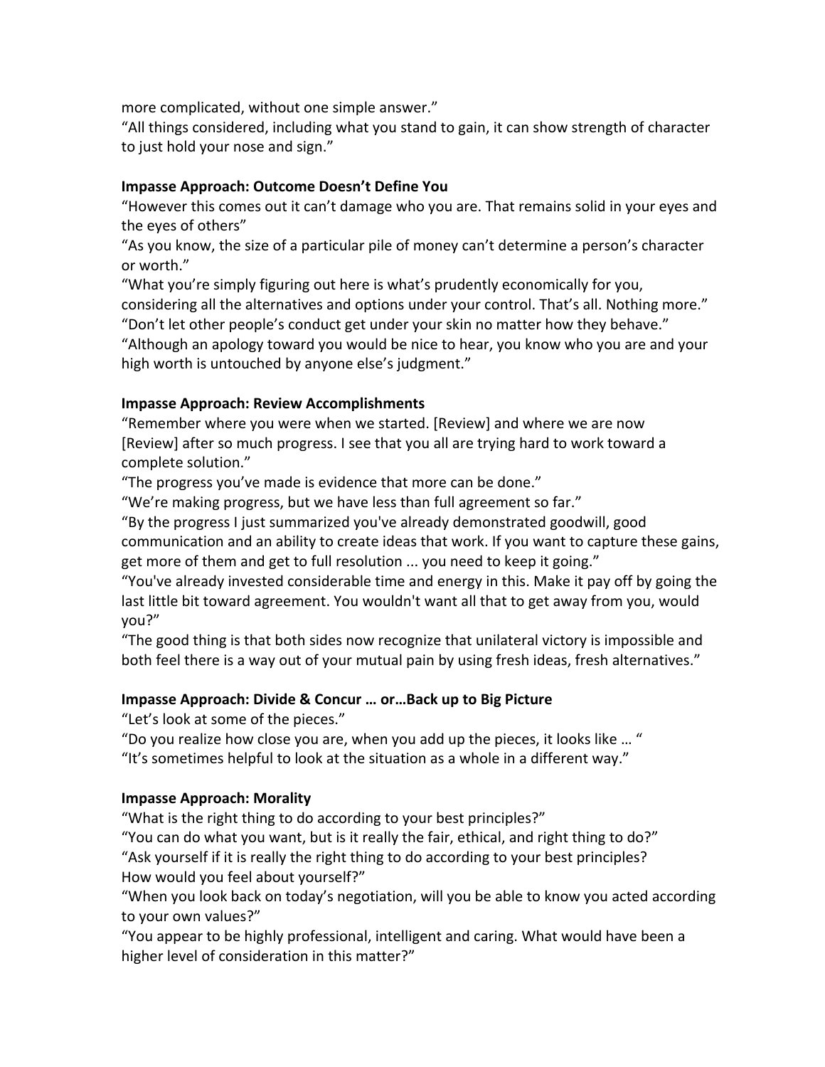more complicated, without one simple answer."
"All things considered, including what you stand to gain, it can show strength of character to just hold your nose and sign."

**Impasse Approach: Outcome Doesn't Define You**

"However this comes out it can't damage who you are. That remains solid in your eyes and the eyes of others"
"As you know, the size of a particular pile of money can't determine a person's character or worth."
"What you're simply figuring out here is what's prudently economically for you, considering all the alternatives and options under your control. That's all. Nothing more."
"Don't let other people's conduct get under your skin no matter how they behave."
"Although an apology toward you would be nice to hear, you know who you are and your high worth is untouched by anyone else's judgment."

**Impasse Approach: Review Accomplishments**

"Remember where you were when we started. [Review] and where we are now [Review] after so much progress. I see that you all are trying hard to work toward a complete solution."
"The progress you've made is evidence that more can be done."
"We're making progress, but we have less than full agreement so far."
"By the progress I just summarized you've already demonstrated goodwill, good communication and an ability to create ideas that work. If you want to capture these gains, get more of them and get to full resolution ... you need to keep it going."
"You've already invested considerable time and energy in this. Make it pay off by going the last little bit toward agreement. You wouldn't want all that to get away from you, would you?"
"The good thing is that both sides now recognize that unilateral victory is impossible and both feel there is a way out of your mutual pain by using fresh ideas, fresh alternatives."

**Impasse Approach: Divide & Concur … or…Back up to Big Picture**

"Let's look at some of the pieces."
"Do you realize how close you are, when you add up the pieces, it looks like … "
"It's sometimes helpful to look at the situation as a whole in a different way."

**Impasse Approach: Morality**

"What is the right thing to do according to your best principles?"
"You can do what you want, but is it really the fair, ethical, and right thing to do?"
"Ask yourself if it is really the right thing to do according to your best principles? How would you feel about yourself?"
"When you look back on today's negotiation, will you be able to know you acted according to your own values?"
"You appear to be highly professional, intelligent and caring. What would have been a higher level of consideration in this matter?"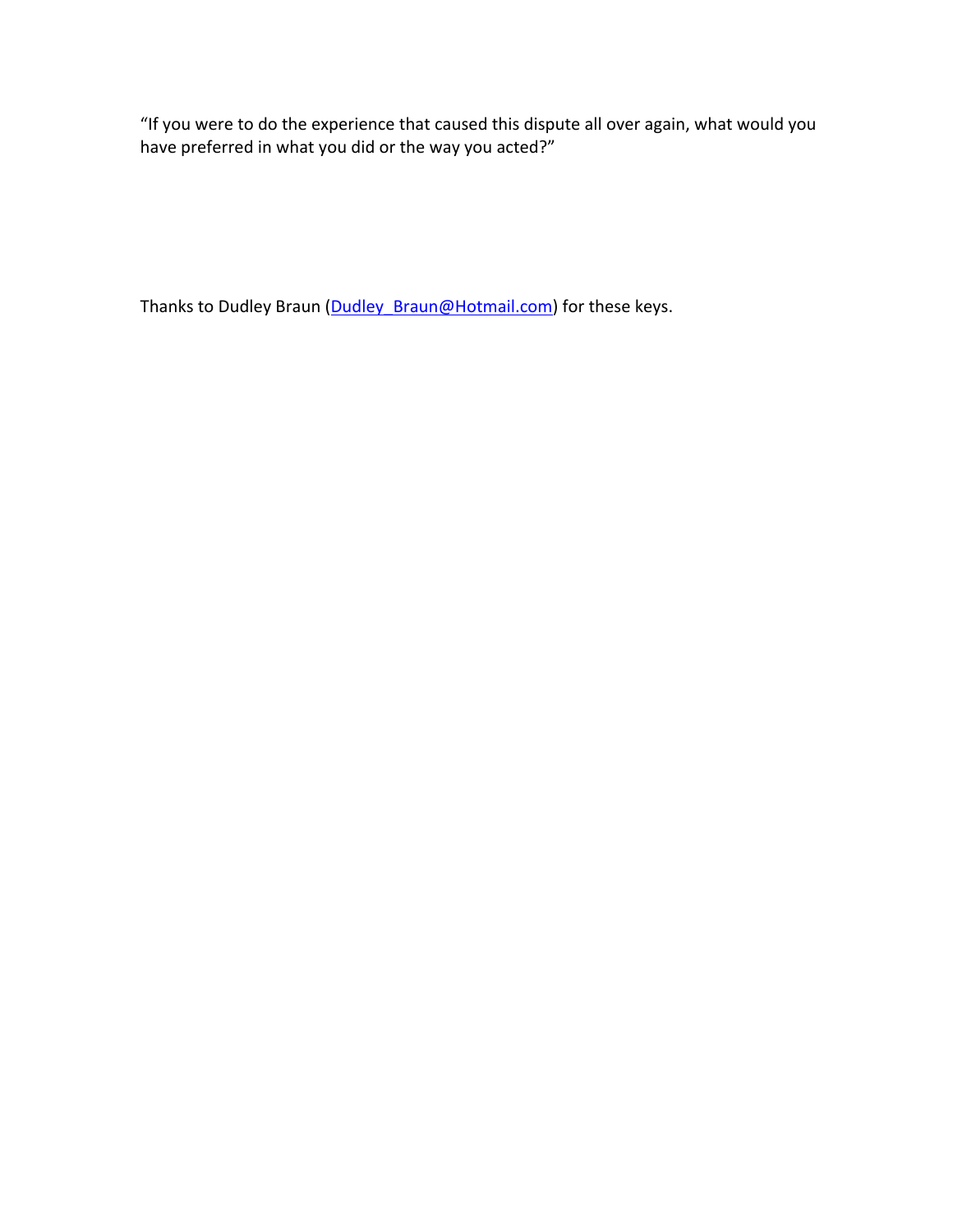“If you were to do the experience that caused this dispute all over again, what would you have preferred in what you did or the way you acted?”

Thanks to Dudley Braun (Dudley_Braun@Hotmail.com) for these keys.